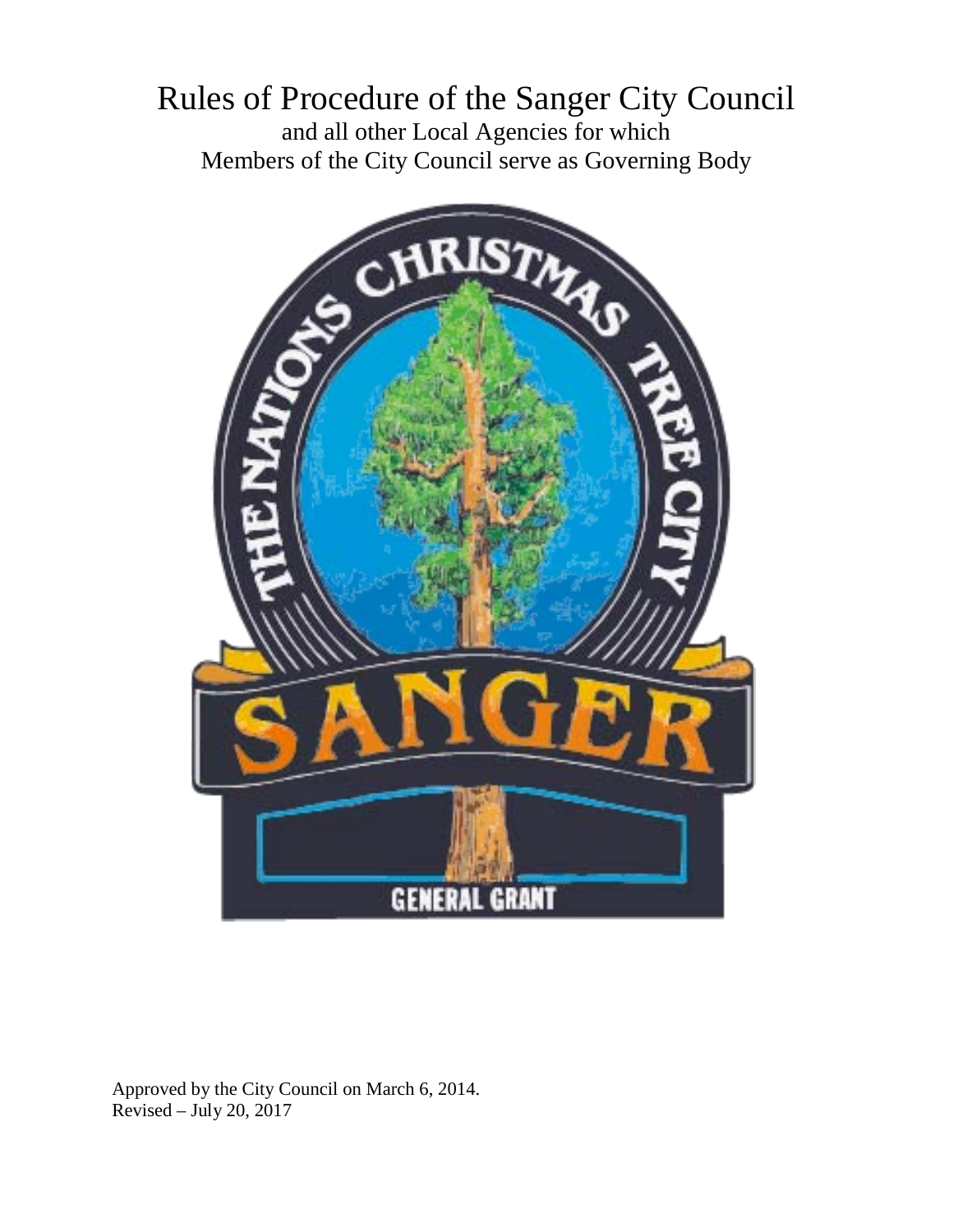# Rules of Procedure of the Sanger City Council

and all other Local Agencies for which
Members of the City Council serve as Governing Body

Approved by the City Council on March 6, 2014.
Revised – July 20, 2017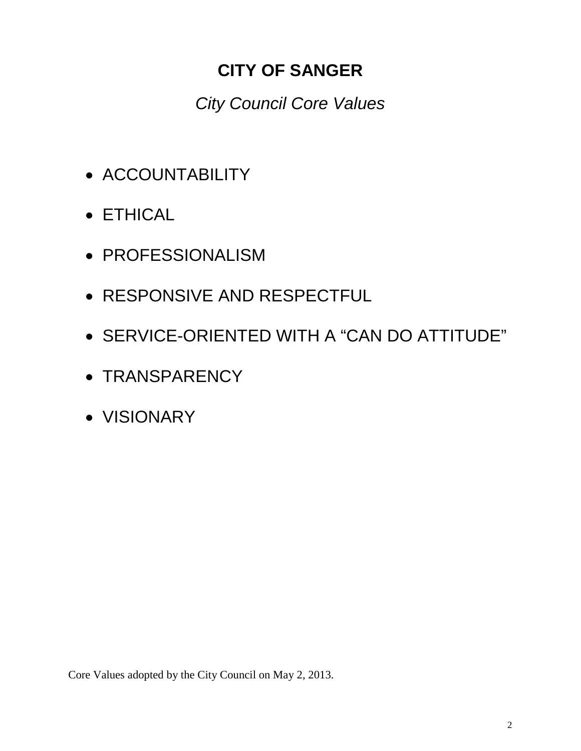# CITY OF SANGER

*City Council Core Values*

- ACCOUNTABILITY
- ETHICAL
- PROFESSIONALISM
- RESPONSIVE AND RESPECTFUL
- SERVICE-ORIENTED WITH A "CAN DO ATTITUDE"
- TRANSPARENCY
- VISIONARY

Core Values adopted by the City Council on May 2, 2013.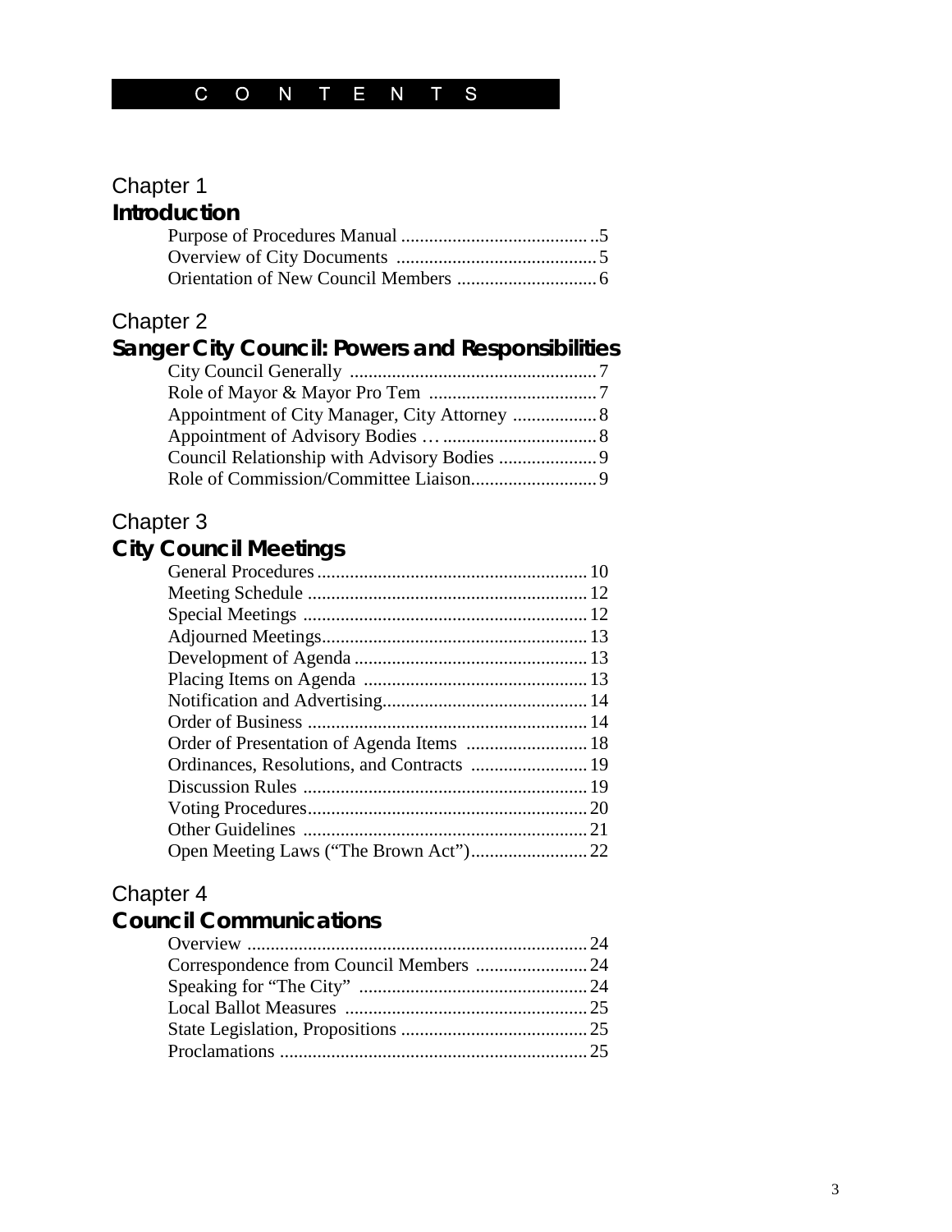# CONTENTS

## Chapter 1
### Introduction

- Purpose of Procedures Manual ..........................................5
- Overview of City Documents ..........................................5
- Orientation of New Council Members ..............................6

## Chapter 2
### Sanger City Council: Powers and Responsibilities

- City Council Generally ....................................................7
- Role of Mayor & Mayor Pro Tem ....................................7
- Appointment of City Manager, City Attorney ..................8
- Appointment of Advisory Bodies … ................................8
- Council Relationship with Advisory Bodies .....................9
- Role of Commission/Committee Liaison...........................9

## Chapter 3
### City Council Meetings

- General Procedures..........................................................10
- Meeting Schedule ............................................................12
- Special Meetings .............................................................12
- Adjourned Meetings.........................................................13
- Development of Agenda ..................................................13
- Placing Items on Agenda ................................................13
- Notification and Advertising............................................14
- Order of Business ............................................................14
- Order of Presentation of Agenda Items ..........................18
- Ordinances, Resolutions, and Contracts .........................19
- Discussion Rules .............................................................19
- Voting Procedures............................................................20
- Other Guidelines .............................................................21
- Open Meeting Laws ("The Brown Act").........................22

## Chapter 4
### Council Communications

- Overview .........................................................................24
- Correspondence from Council Members ........................24
- Speaking for "The City" .................................................24
- Local Ballot Measures ....................................................25
- State Legislation, Propositions ........................................25
- Proclamations ..................................................................25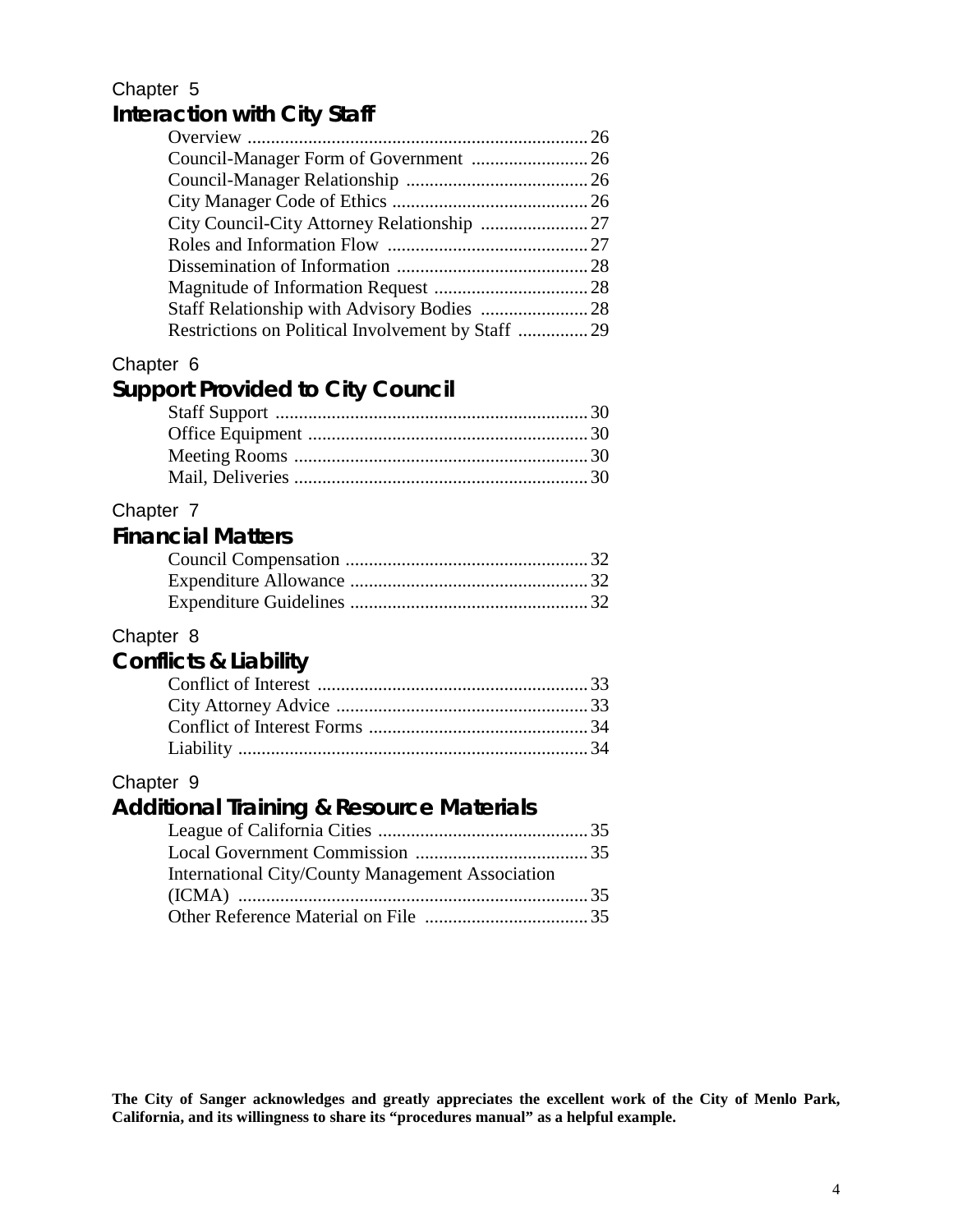Chapter 5

## Interaction with City Staff

Overview ........................................................................ 26
Council-Manager Form of Government ......................... 26
Council-Manager Relationship ....................................... 26
City Manager Code of Ethics .......................................... 26
City Council-City Attorney Relationship ....................... 27
Roles and Information Flow ........................................... 27
Dissemination of Information ......................................... 28
Magnitude of Information Request ................................. 28
Staff Relationship with Advisory Bodies ....................... 28
Restrictions on Political Involvement by Staff ............... 29

Chapter 6

## Support Provided to City Council

Staff Support ................................................................... 30
Office Equipment ............................................................ 30
Meeting Rooms ............................................................... 30
Mail, Deliveries ............................................................... 30

Chapter 7

## Financial Matters

Council Compensation .................................................... 32
Expenditure Allowance ................................................... 32
Expenditure Guidelines ................................................... 32

Chapter 8

## Conflicts & Liability

Conflict of Interest .......................................................... 33
City Attorney Advice ...................................................... 33
Conflict of Interest Forms ............................................... 34
Liability ........................................................................... 34

Chapter 9

## Additional Training & Resource Materials

League of California Cities ............................................. 35
Local Government Commission ..................................... 35
International City/County Management Association (ICMA) ........................................................................... 35
Other Reference Material on File ................................... 35

**The City of Sanger acknowledges and greatly appreciates the excellent work of the City of Menlo Park, California, and its willingness to share its "procedures manual" as a helpful example.**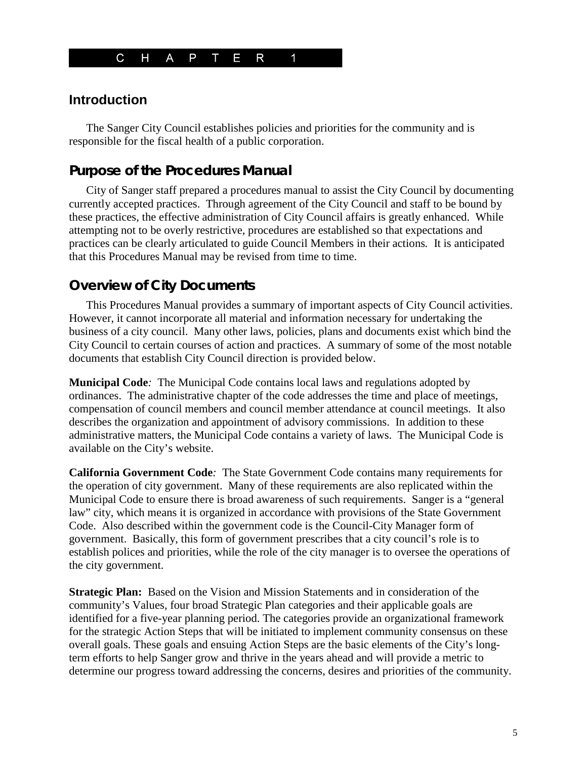# CHAPTER 1

## Introduction

The Sanger City Council establishes policies and priorities for the community and is responsible for the fiscal health of a public corporation.

## *Purpose of the Procedures Manual*

City of Sanger staff prepared a procedures manual to assist the City Council by documenting currently accepted practices. Through agreement of the City Council and staff to be bound by these practices, the effective administration of City Council affairs is greatly enhanced. While attempting not to be overly restrictive, procedures are established so that expectations and practices can be clearly articulated to guide Council Members in their actions. It is anticipated that this Procedures Manual may be revised from time to time.

## *Overview of City Documents*

This Procedures Manual provides a summary of important aspects of City Council activities. However, it cannot incorporate all material and information necessary for undertaking the business of a city council. Many other laws, policies, plans and documents exist which bind the City Council to certain courses of action and practices. A summary of some of the most notable documents that establish City Council direction is provided below.

**Municipal Code***:* The Municipal Code contains local laws and regulations adopted by ordinances. The administrative chapter of the code addresses the time and place of meetings, compensation of council members and council member attendance at council meetings. It also describes the organization and appointment of advisory commissions. In addition to these administrative matters, the Municipal Code contains a variety of laws. The Municipal Code is available on the City's website.

**California Government Code***:* The State Government Code contains many requirements for the operation of city government. Many of these requirements are also replicated within the Municipal Code to ensure there is broad awareness of such requirements. Sanger is a "general law" city, which means it is organized in accordance with provisions of the State Government Code. Also described within the government code is the Council-City Manager form of government. Basically, this form of government prescribes that a city council's role is to establish polices and priorities, while the role of the city manager is to oversee the operations of the city government.

**Strategic Plan:** Based on the Vision and Mission Statements and in consideration of the community's Values, four broad Strategic Plan categories and their applicable goals are identified for a five-year planning period. The categories provide an organizational framework for the strategic Action Steps that will be initiated to implement community consensus on these overall goals. These goals and ensuing Action Steps are the basic elements of the City's long-term efforts to help Sanger grow and thrive in the years ahead and will provide a metric to determine our progress toward addressing the concerns, desires and priorities of the community.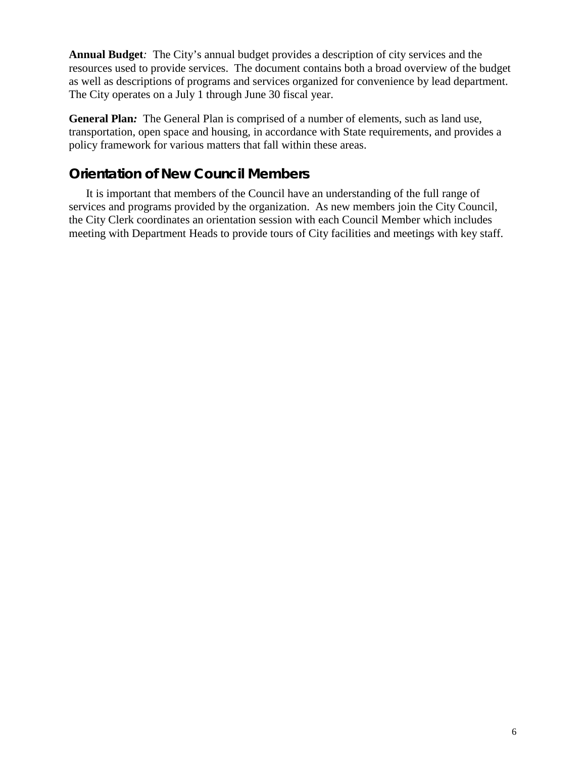**Annual Budget***:* The City's annual budget provides a description of city services and the resources used to provide services. The document contains both a broad overview of the budget as well as descriptions of programs and services organized for convenience by lead department. The City operates on a July 1 through June 30 fiscal year.

**General Plan***:* The General Plan is comprised of a number of elements, such as land use, transportation, open space and housing, in accordance with State requirements, and provides a policy framework for various matters that fall within these areas.

## Orientation of New Council Members

It is important that members of the Council have an understanding of the full range of services and programs provided by the organization. As new members join the City Council, the City Clerk coordinates an orientation session with each Council Member which includes meeting with Department Heads to provide tours of City facilities and meetings with key staff.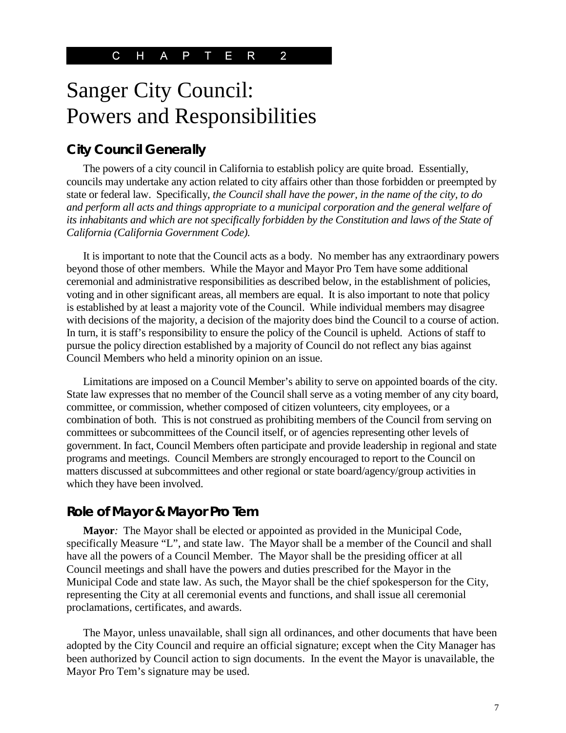CHAPTER 2

# Sanger City Council: Powers and Responsibilities

## City Council Generally

The powers of a city council in California to establish policy are quite broad. Essentially, councils may undertake any action related to city affairs other than those forbidden or preempted by state or federal law. Specifically, *the Council shall have the power, in the name of the city, to do and perform all acts and things appropriate to a municipal corporation and the general welfare of its inhabitants and which are not specifically forbidden by the Constitution and laws of the State of California (California Government Code).*

It is important to note that the Council acts as a body. No member has any extraordinary powers beyond those of other members. While the Mayor and Mayor Pro Tem have some additional ceremonial and administrative responsibilities as described below, in the establishment of policies, voting and in other significant areas, all members are equal. It is also important to note that policy is established by at least a majority vote of the Council. While individual members may disagree with decisions of the majority, a decision of the majority does bind the Council to a course of action. In turn, it is staff's responsibility to ensure the policy of the Council is upheld. Actions of staff to pursue the policy direction established by a majority of Council do not reflect any bias against Council Members who held a minority opinion on an issue.

Limitations are imposed on a Council Member's ability to serve on appointed boards of the city. State law expresses that no member of the Council shall serve as a voting member of any city board, committee, or commission, whether composed of citizen volunteers, city employees, or a combination of both. This is not construed as prohibiting members of the Council from serving on committees or subcommittees of the Council itself, or of agencies representing other levels of government. In fact, Council Members often participate and provide leadership in regional and state programs and meetings. Council Members are strongly encouraged to report to the Council on matters discussed at subcommittees and other regional or state board/agency/group activities in which they have been involved.

## Role of Mayor & Mayor Pro Tem

**Mayor***:* The Mayor shall be elected or appointed as provided in the Municipal Code, specifically Measure "L", and state law. The Mayor shall be a member of the Council and shall have all the powers of a Council Member. The Mayor shall be the presiding officer at all Council meetings and shall have the powers and duties prescribed for the Mayor in the Municipal Code and state law. As such, the Mayor shall be the chief spokesperson for the City, representing the City at all ceremonial events and functions, and shall issue all ceremonial proclamations, certificates, and awards.

The Mayor, unless unavailable, shall sign all ordinances, and other documents that have been adopted by the City Council and require an official signature; except when the City Manager has been authorized by Council action to sign documents. In the event the Mayor is unavailable, the Mayor Pro Tem's signature may be used.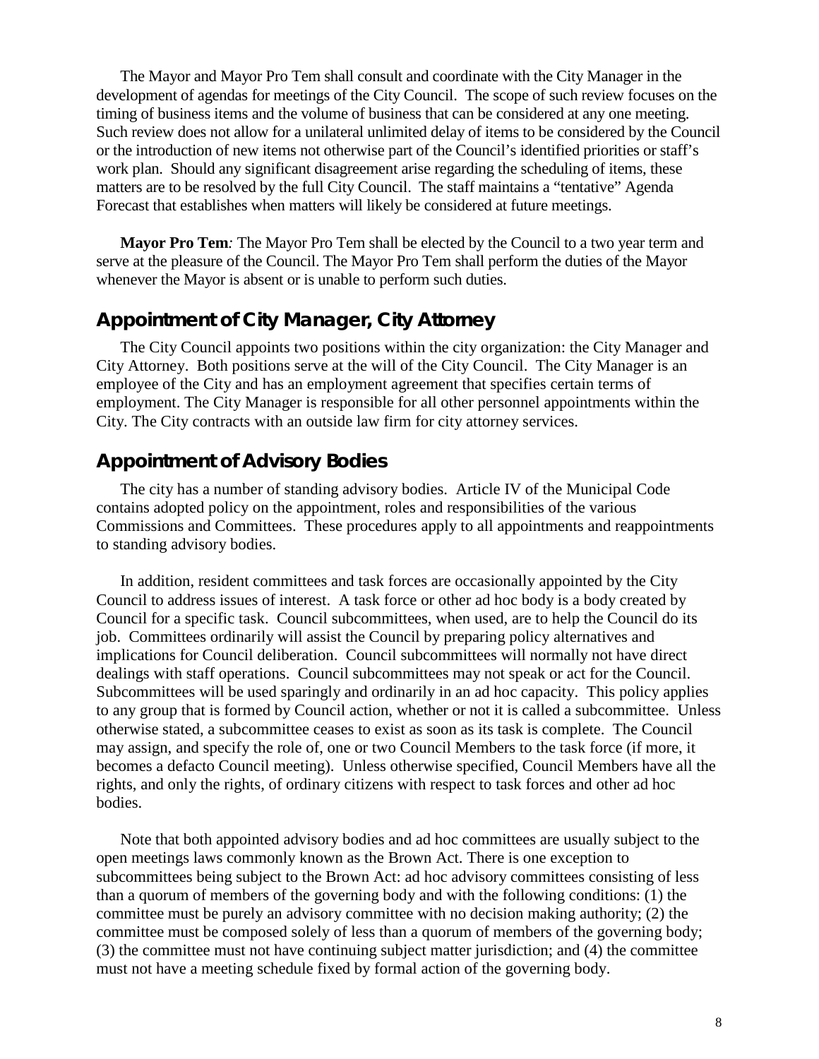The Mayor and Mayor Pro Tem shall consult and coordinate with the City Manager in the development of agendas for meetings of the City Council. The scope of such review focuses on the timing of business items and the volume of business that can be considered at any one meeting. Such review does not allow for a unilateral unlimited delay of items to be considered by the Council or the introduction of new items not otherwise part of the Council's identified priorities or staff's work plan. Should any significant disagreement arise regarding the scheduling of items, these matters are to be resolved by the full City Council. The staff maintains a "tentative" Agenda Forecast that establishes when matters will likely be considered at future meetings.

**Mayor Pro Tem***:* The Mayor Pro Tem shall be elected by the Council to a two year term and serve at the pleasure of the Council. The Mayor Pro Tem shall perform the duties of the Mayor whenever the Mayor is absent or is unable to perform such duties.

## Appointment of City Manager, City Attorney

The City Council appoints two positions within the city organization: the City Manager and City Attorney. Both positions serve at the will of the City Council. The City Manager is an employee of the City and has an employment agreement that specifies certain terms of employment. The City Manager is responsible for all other personnel appointments within the City. The City contracts with an outside law firm for city attorney services.

## Appointment of Advisory Bodies

The city has a number of standing advisory bodies. Article IV of the Municipal Code contains adopted policy on the appointment, roles and responsibilities of the various Commissions and Committees. These procedures apply to all appointments and reappointments to standing advisory bodies.

In addition, resident committees and task forces are occasionally appointed by the City Council to address issues of interest. A task force or other ad hoc body is a body created by Council for a specific task. Council subcommittees, when used, are to help the Council do its job. Committees ordinarily will assist the Council by preparing policy alternatives and implications for Council deliberation. Council subcommittees will normally not have direct dealings with staff operations. Council subcommittees may not speak or act for the Council. Subcommittees will be used sparingly and ordinarily in an ad hoc capacity. This policy applies to any group that is formed by Council action, whether or not it is called a subcommittee. Unless otherwise stated, a subcommittee ceases to exist as soon as its task is complete. The Council may assign, and specify the role of, one or two Council Members to the task force (if more, it becomes a defacto Council meeting). Unless otherwise specified, Council Members have all the rights, and only the rights, of ordinary citizens with respect to task forces and other ad hoc bodies.

Note that both appointed advisory bodies and ad hoc committees are usually subject to the open meetings laws commonly known as the Brown Act. There is one exception to subcommittees being subject to the Brown Act: ad hoc advisory committees consisting of less than a quorum of members of the governing body and with the following conditions: (1) the committee must be purely an advisory committee with no decision making authority; (2) the committee must be composed solely of less than a quorum of members of the governing body; (3) the committee must not have continuing subject matter jurisdiction; and (4) the committee must not have a meeting schedule fixed by formal action of the governing body.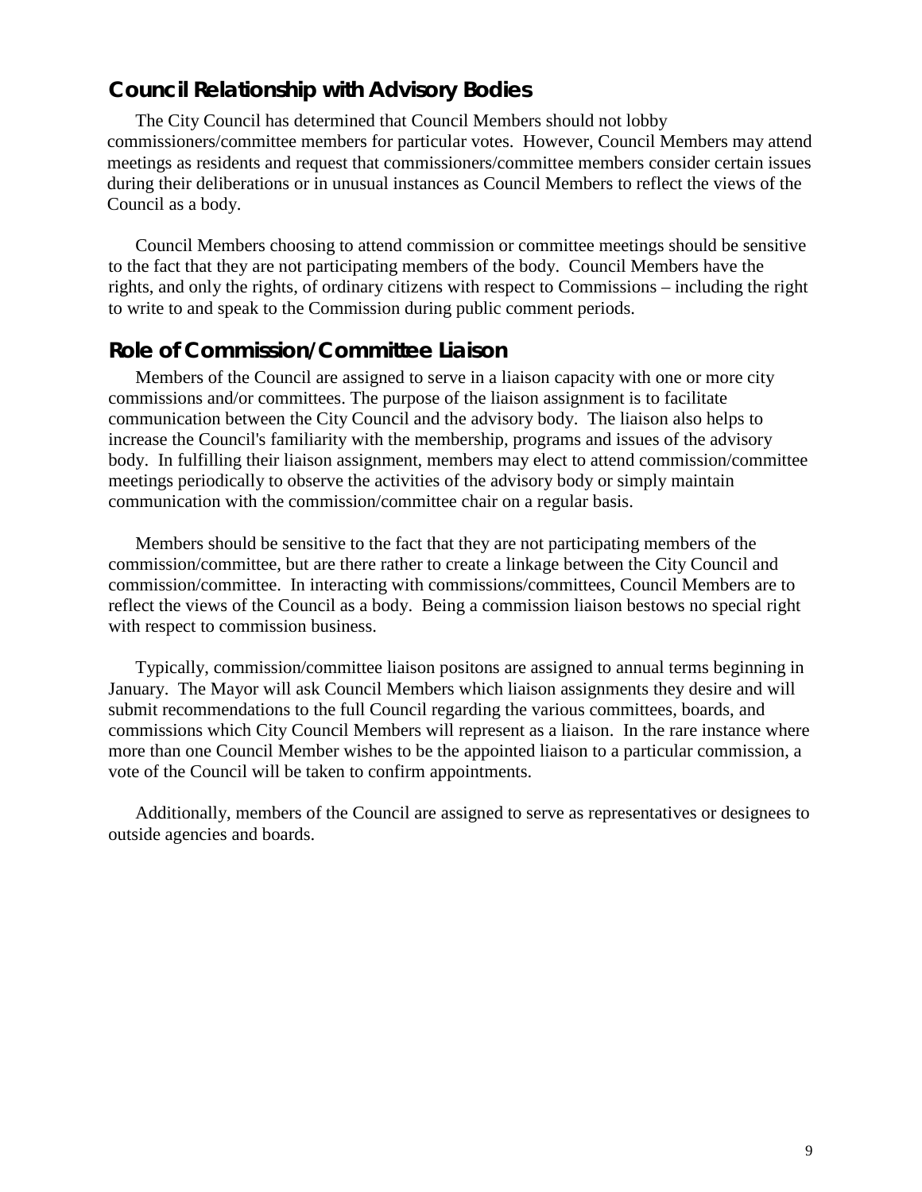## Council Relationship with Advisory Bodies

The City Council has determined that Council Members should not lobby commissioners/committee members for particular votes. However, Council Members may attend meetings as residents and request that commissioners/committee members consider certain issues during their deliberations or in unusual instances as Council Members to reflect the views of the Council as a body.

Council Members choosing to attend commission or committee meetings should be sensitive to the fact that they are not participating members of the body. Council Members have the rights, and only the rights, of ordinary citizens with respect to Commissions – including the right to write to and speak to the Commission during public comment periods.

## Role of Commission/Committee Liaison

Members of the Council are assigned to serve in a liaison capacity with one or more city commissions and/or committees. The purpose of the liaison assignment is to facilitate communication between the City Council and the advisory body. The liaison also helps to increase the Council's familiarity with the membership, programs and issues of the advisory body. In fulfilling their liaison assignment, members may elect to attend commission/committee meetings periodically to observe the activities of the advisory body or simply maintain communication with the commission/committee chair on a regular basis.

Members should be sensitive to the fact that they are not participating members of the commission/committee, but are there rather to create a linkage between the City Council and commission/committee. In interacting with commissions/committees, Council Members are to reflect the views of the Council as a body. Being a commission liaison bestows no special right with respect to commission business.

Typically, commission/committee liaison positons are assigned to annual terms beginning in January. The Mayor will ask Council Members which liaison assignments they desire and will submit recommendations to the full Council regarding the various committees, boards, and commissions which City Council Members will represent as a liaison. In the rare instance where more than one Council Member wishes to be the appointed liaison to a particular commission, a vote of the Council will be taken to confirm appointments.

Additionally, members of the Council are assigned to serve as representatives or designees to outside agencies and boards.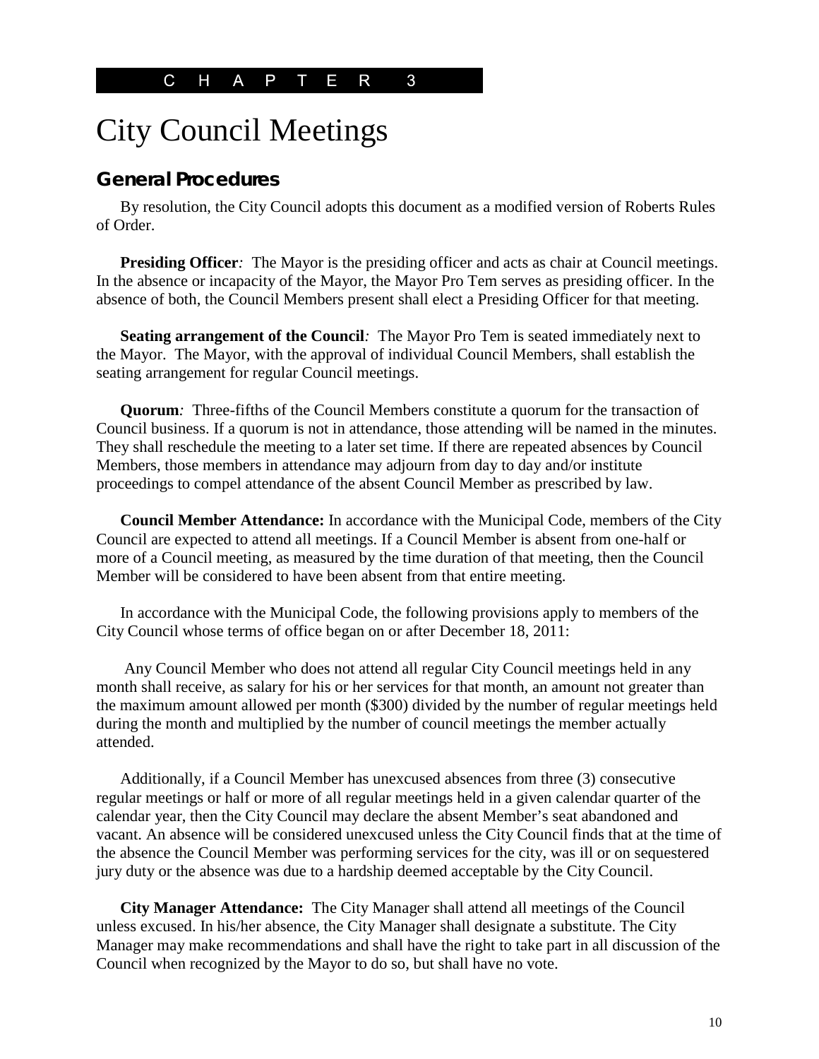CHAPTER 3

# City Council Meetings

## General Procedures

By resolution, the City Council adopts this document as a modified version of Roberts Rules of Order.

**Presiding Officer***:* The Mayor is the presiding officer and acts as chair at Council meetings. In the absence or incapacity of the Mayor, the Mayor Pro Tem serves as presiding officer. In the absence of both, the Council Members present shall elect a Presiding Officer for that meeting.

**Seating arrangement of the Council***:* The Mayor Pro Tem is seated immediately next to the Mayor. The Mayor, with the approval of individual Council Members, shall establish the seating arrangement for regular Council meetings.

**Quorum***:* Three-fifths of the Council Members constitute a quorum for the transaction of Council business. If a quorum is not in attendance, those attending will be named in the minutes. They shall reschedule the meeting to a later set time. If there are repeated absences by Council Members, those members in attendance may adjourn from day to day and/or institute proceedings to compel attendance of the absent Council Member as prescribed by law.

**Council Member Attendance:** In accordance with the Municipal Code, members of the City Council are expected to attend all meetings. If a Council Member is absent from one-half or more of a Council meeting, as measured by the time duration of that meeting, then the Council Member will be considered to have been absent from that entire meeting.

In accordance with the Municipal Code, the following provisions apply to members of the City Council whose terms of office began on or after December 18, 2011:

Any Council Member who does not attend all regular City Council meetings held in any month shall receive, as salary for his or her services for that month, an amount not greater than the maximum amount allowed per month ($300) divided by the number of regular meetings held during the month and multiplied by the number of council meetings the member actually attended.

Additionally, if a Council Member has unexcused absences from three (3) consecutive regular meetings or half or more of all regular meetings held in a given calendar quarter of the calendar year, then the City Council may declare the absent Member's seat abandoned and vacant. An absence will be considered unexcused unless the City Council finds that at the time of the absence the Council Member was performing services for the city, was ill or on sequestered jury duty or the absence was due to a hardship deemed acceptable by the City Council.

**City Manager Attendance:** The City Manager shall attend all meetings of the Council unless excused. In his/her absence, the City Manager shall designate a substitute. The City Manager may make recommendations and shall have the right to take part in all discussion of the Council when recognized by the Mayor to do so, but shall have no vote.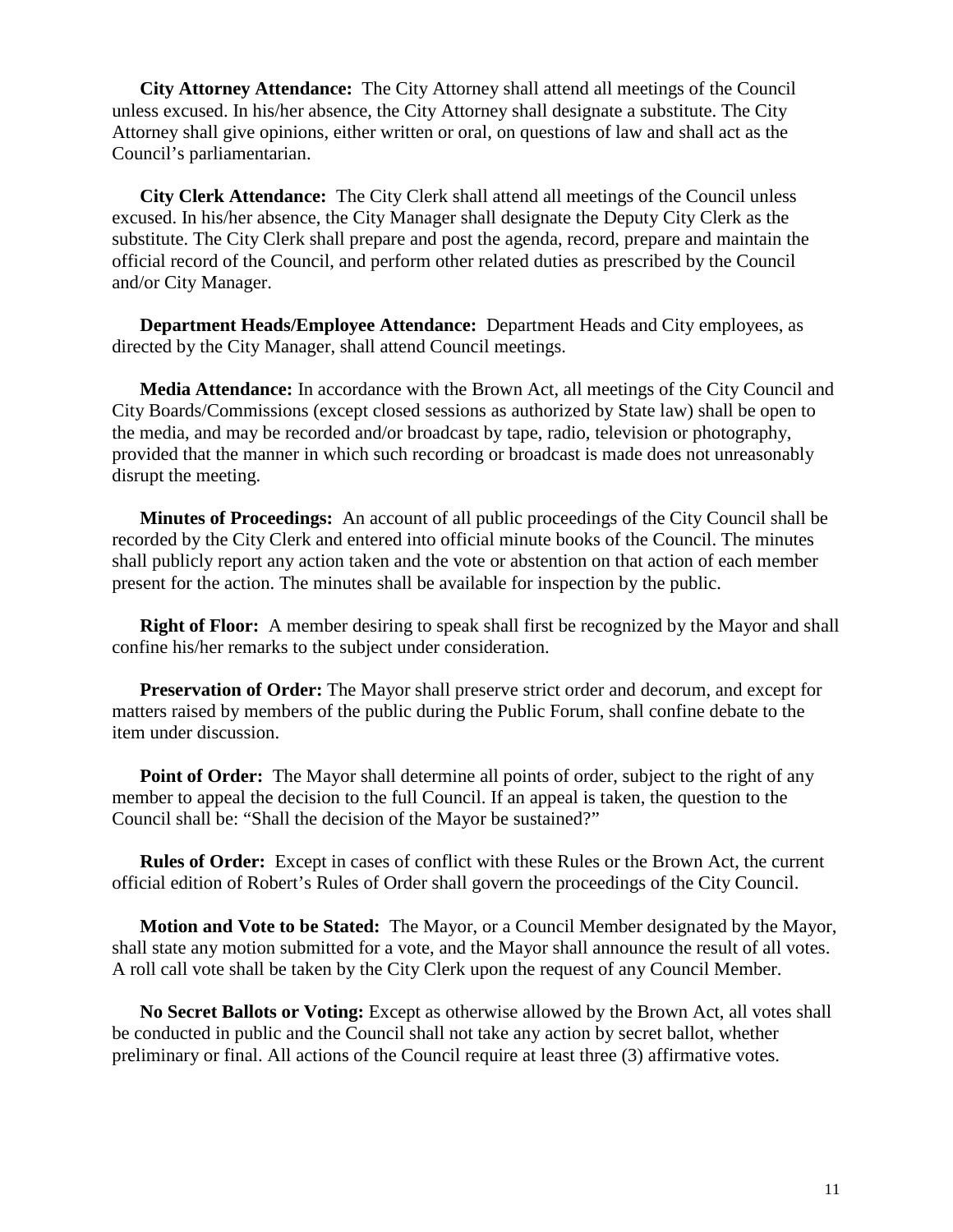**City Attorney Attendance:** The City Attorney shall attend all meetings of the Council unless excused. In his/her absence, the City Attorney shall designate a substitute. The City Attorney shall give opinions, either written or oral, on questions of law and shall act as the Council's parliamentarian.

**City Clerk Attendance:** The City Clerk shall attend all meetings of the Council unless excused. In his/her absence, the City Manager shall designate the Deputy City Clerk as the substitute. The City Clerk shall prepare and post the agenda, record, prepare and maintain the official record of the Council, and perform other related duties as prescribed by the Council and/or City Manager.

**Department Heads/Employee Attendance:** Department Heads and City employees, as directed by the City Manager, shall attend Council meetings.

**Media Attendance:** In accordance with the Brown Act, all meetings of the City Council and City Boards/Commissions (except closed sessions as authorized by State law) shall be open to the media, and may be recorded and/or broadcast by tape, radio, television or photography, provided that the manner in which such recording or broadcast is made does not unreasonably disrupt the meeting.

**Minutes of Proceedings:** An account of all public proceedings of the City Council shall be recorded by the City Clerk and entered into official minute books of the Council. The minutes shall publicly report any action taken and the vote or abstention on that action of each member present for the action. The minutes shall be available for inspection by the public.

**Right of Floor:** A member desiring to speak shall first be recognized by the Mayor and shall confine his/her remarks to the subject under consideration.

**Preservation of Order:** The Mayor shall preserve strict order and decorum, and except for matters raised by members of the public during the Public Forum, shall confine debate to the item under discussion.

**Point of Order:** The Mayor shall determine all points of order, subject to the right of any member to appeal the decision to the full Council. If an appeal is taken, the question to the Council shall be: "Shall the decision of the Mayor be sustained?"

**Rules of Order:** Except in cases of conflict with these Rules or the Brown Act, the current official edition of Robert's Rules of Order shall govern the proceedings of the City Council.

**Motion and Vote to be Stated:** The Mayor, or a Council Member designated by the Mayor, shall state any motion submitted for a vote, and the Mayor shall announce the result of all votes. A roll call vote shall be taken by the City Clerk upon the request of any Council Member.

**No Secret Ballots or Voting:** Except as otherwise allowed by the Brown Act, all votes shall be conducted in public and the Council shall not take any action by secret ballot, whether preliminary or final. All actions of the Council require at least three (3) affirmative votes.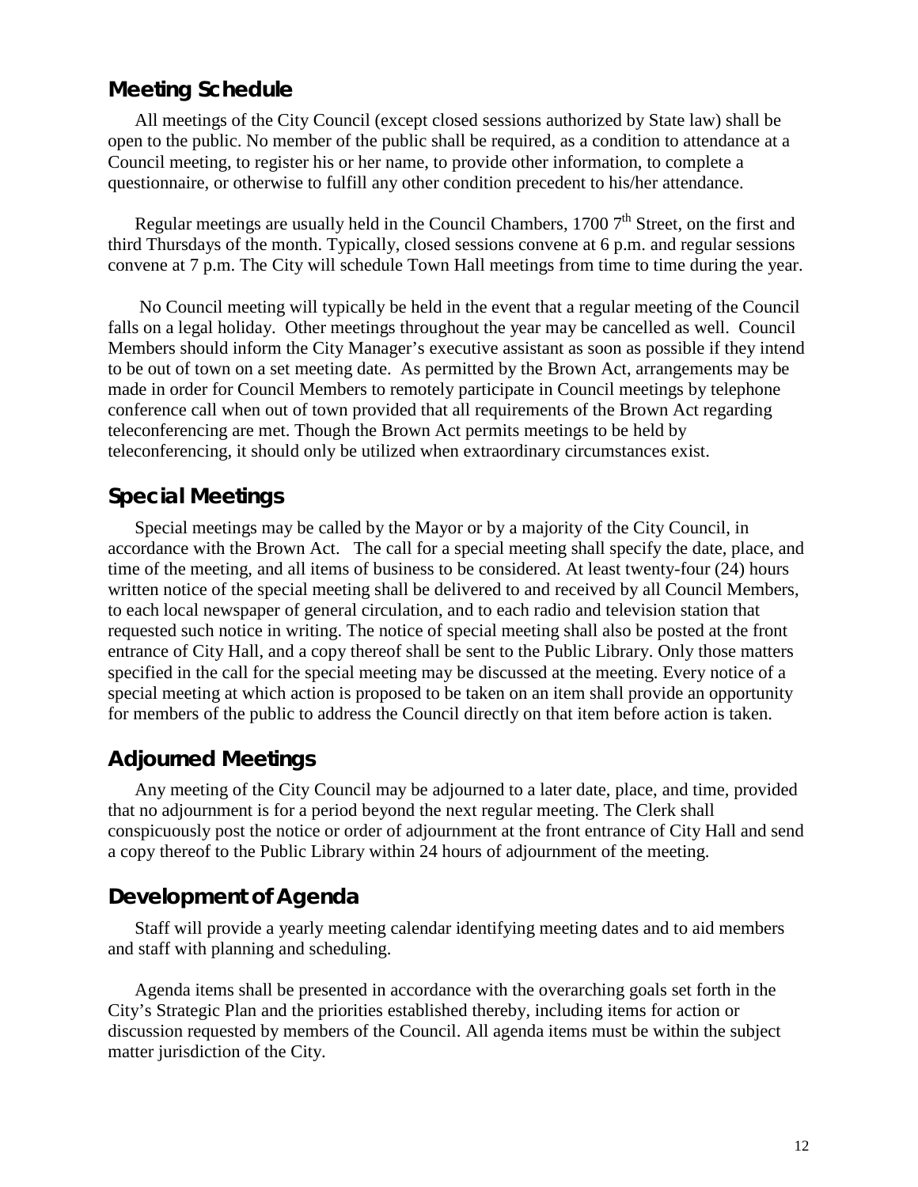## Meeting Schedule

All meetings of the City Council (except closed sessions authorized by State law) shall be open to the public. No member of the public shall be required, as a condition to attendance at a Council meeting, to register his or her name, to provide other information, to complete a questionnaire, or otherwise to fulfill any other condition precedent to his/her attendance.

Regular meetings are usually held in the Council Chambers, 1700 7th Street, on the first and third Thursdays of the month. Typically, closed sessions convene at 6 p.m. and regular sessions convene at 7 p.m. The City will schedule Town Hall meetings from time to time during the year.

No Council meeting will typically be held in the event that a regular meeting of the Council falls on a legal holiday. Other meetings throughout the year may be cancelled as well. Council Members should inform the City Manager's executive assistant as soon as possible if they intend to be out of town on a set meeting date. As permitted by the Brown Act, arrangements may be made in order for Council Members to remotely participate in Council meetings by telephone conference call when out of town provided that all requirements of the Brown Act regarding teleconferencing are met. Though the Brown Act permits meetings to be held by teleconferencing, it should only be utilized when extraordinary circumstances exist.

## Special Meetings

Special meetings may be called by the Mayor or by a majority of the City Council, in accordance with the Brown Act. The call for a special meeting shall specify the date, place, and time of the meeting, and all items of business to be considered. At least twenty-four (24) hours written notice of the special meeting shall be delivered to and received by all Council Members, to each local newspaper of general circulation, and to each radio and television station that requested such notice in writing. The notice of special meeting shall also be posted at the front entrance of City Hall, and a copy thereof shall be sent to the Public Library. Only those matters specified in the call for the special meeting may be discussed at the meeting. Every notice of a special meeting at which action is proposed to be taken on an item shall provide an opportunity for members of the public to address the Council directly on that item before action is taken.

## Adjourned Meetings

Any meeting of the City Council may be adjourned to a later date, place, and time, provided that no adjournment is for a period beyond the next regular meeting. The Clerk shall conspicuously post the notice or order of adjournment at the front entrance of City Hall and send a copy thereof to the Public Library within 24 hours of adjournment of the meeting.

## Development of Agenda

Staff will provide a yearly meeting calendar identifying meeting dates and to aid members and staff with planning and scheduling.

Agenda items shall be presented in accordance with the overarching goals set forth in the City's Strategic Plan and the priorities established thereby, including items for action or discussion requested by members of the Council. All agenda items must be within the subject matter jurisdiction of the City.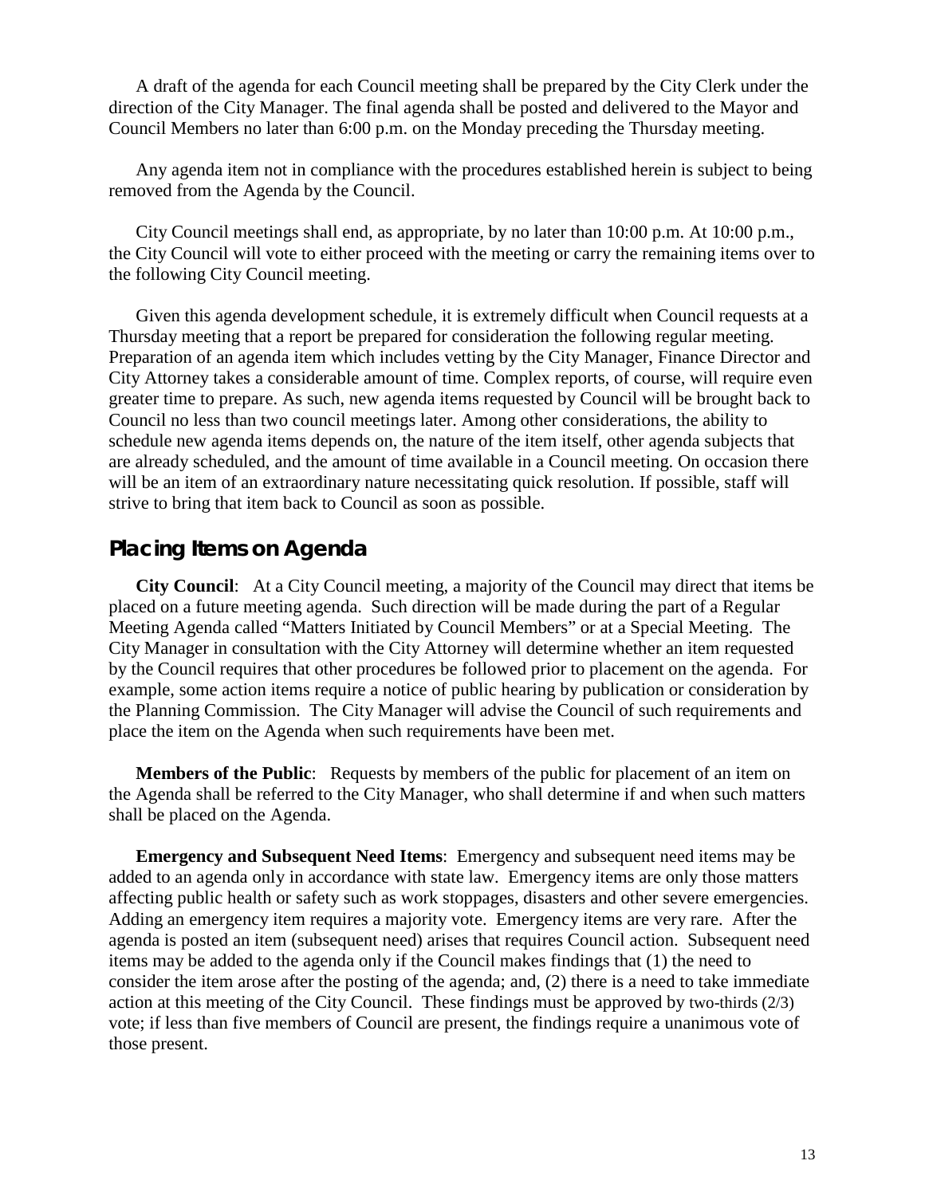A draft of the agenda for each Council meeting shall be prepared by the City Clerk under the direction of the City Manager. The final agenda shall be posted and delivered to the Mayor and Council Members no later than 6:00 p.m. on the Monday preceding the Thursday meeting.

Any agenda item not in compliance with the procedures established herein is subject to being removed from the Agenda by the Council.

City Council meetings shall end, as appropriate, by no later than 10:00 p.m. At 10:00 p.m., the City Council will vote to either proceed with the meeting or carry the remaining items over to the following City Council meeting.

Given this agenda development schedule, it is extremely difficult when Council requests at a Thursday meeting that a report be prepared for consideration the following regular meeting. Preparation of an agenda item which includes vetting by the City Manager, Finance Director and City Attorney takes a considerable amount of time. Complex reports, of course, will require even greater time to prepare. As such, new agenda items requested by Council will be brought back to Council no less than two council meetings later. Among other considerations, the ability to schedule new agenda items depends on, the nature of the item itself, other agenda subjects that are already scheduled, and the amount of time available in a Council meeting. On occasion there will be an item of an extraordinary nature necessitating quick resolution. If possible, staff will strive to bring that item back to Council as soon as possible.

## Placing Items on Agenda

**City Council**: At a City Council meeting, a majority of the Council may direct that items be placed on a future meeting agenda. Such direction will be made during the part of a Regular Meeting Agenda called "Matters Initiated by Council Members" or at a Special Meeting. The City Manager in consultation with the City Attorney will determine whether an item requested by the Council requires that other procedures be followed prior to placement on the agenda. For example, some action items require a notice of public hearing by publication or consideration by the Planning Commission. The City Manager will advise the Council of such requirements and place the item on the Agenda when such requirements have been met.

**Members of the Public**: Requests by members of the public for placement of an item on the Agenda shall be referred to the City Manager, who shall determine if and when such matters shall be placed on the Agenda.

**Emergency and Subsequent Need Items**: Emergency and subsequent need items may be added to an agenda only in accordance with state law. Emergency items are only those matters affecting public health or safety such as work stoppages, disasters and other severe emergencies. Adding an emergency item requires a majority vote. Emergency items are very rare. After the agenda is posted an item (subsequent need) arises that requires Council action. Subsequent need items may be added to the agenda only if the Council makes findings that (1) the need to consider the item arose after the posting of the agenda; and, (2) there is a need to take immediate action at this meeting of the City Council. These findings must be approved by two-thirds (2/3) vote; if less than five members of Council are present, the findings require a unanimous vote of those present.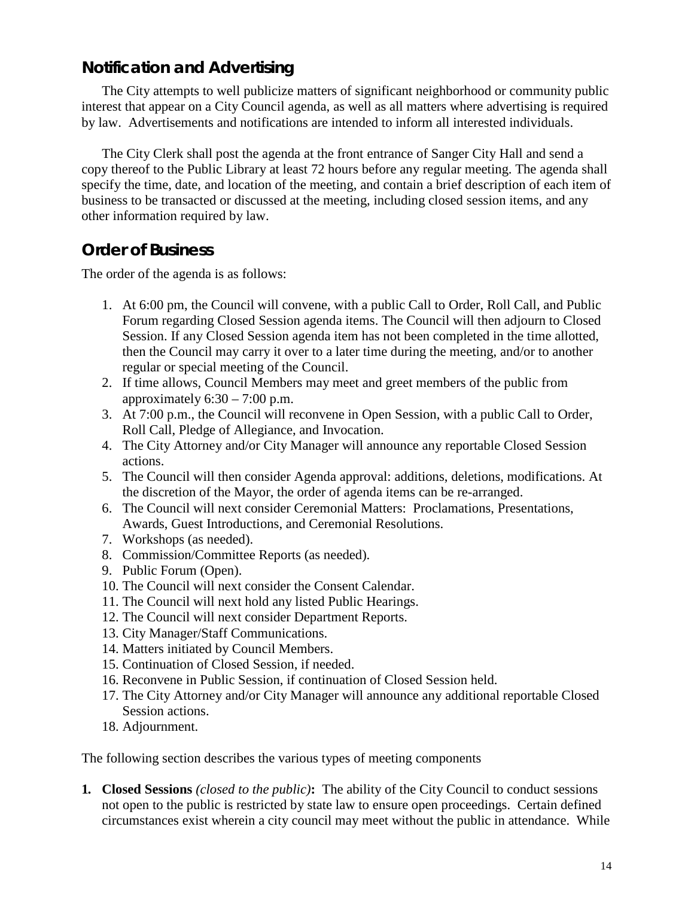## Notification and Advertising

The City attempts to well publicize matters of significant neighborhood or community public interest that appear on a City Council agenda, as well as all matters where advertising is required by law. Advertisements and notifications are intended to inform all interested individuals.

The City Clerk shall post the agenda at the front entrance of Sanger City Hall and send a copy thereof to the Public Library at least 72 hours before any regular meeting. The agenda shall specify the time, date, and location of the meeting, and contain a brief description of each item of business to be transacted or discussed at the meeting, including closed session items, and any other information required by law.

## Order of Business

The order of the agenda is as follows:

1. At 6:00 pm, the Council will convene, with a public Call to Order, Roll Call, and Public Forum regarding Closed Session agenda items. The Council will then adjourn to Closed Session. If any Closed Session agenda item has not been completed in the time allotted, then the Council may carry it over to a later time during the meeting, and/or to another regular or special meeting of the Council.
2. If time allows, Council Members may meet and greet members of the public from approximately 6:30 – 7:00 p.m.
3. At 7:00 p.m., the Council will reconvene in Open Session, with a public Call to Order, Roll Call, Pledge of Allegiance, and Invocation.
4. The City Attorney and/or City Manager will announce any reportable Closed Session actions.
5. The Council will then consider Agenda approval: additions, deletions, modifications. At the discretion of the Mayor, the order of agenda items can be re-arranged.
6. The Council will next consider Ceremonial Matters: Proclamations, Presentations, Awards, Guest Introductions, and Ceremonial Resolutions.
7. Workshops (as needed).
8. Commission/Committee Reports (as needed).
9. Public Forum (Open).
10. The Council will next consider the Consent Calendar.
11. The Council will next hold any listed Public Hearings.
12. The Council will next consider Department Reports.
13. City Manager/Staff Communications.
14. Matters initiated by Council Members.
15. Continuation of Closed Session, if needed.
16. Reconvene in Public Session, if continuation of Closed Session held.
17. The City Attorney and/or City Manager will announce any additional reportable Closed Session actions.
18. Adjournment.

The following section describes the various types of meeting components

1. **Closed Sessions** *(closed to the public)***:** The ability of the City Council to conduct sessions not open to the public is restricted by state law to ensure open proceedings. Certain defined circumstances exist wherein a city council may meet without the public in attendance. While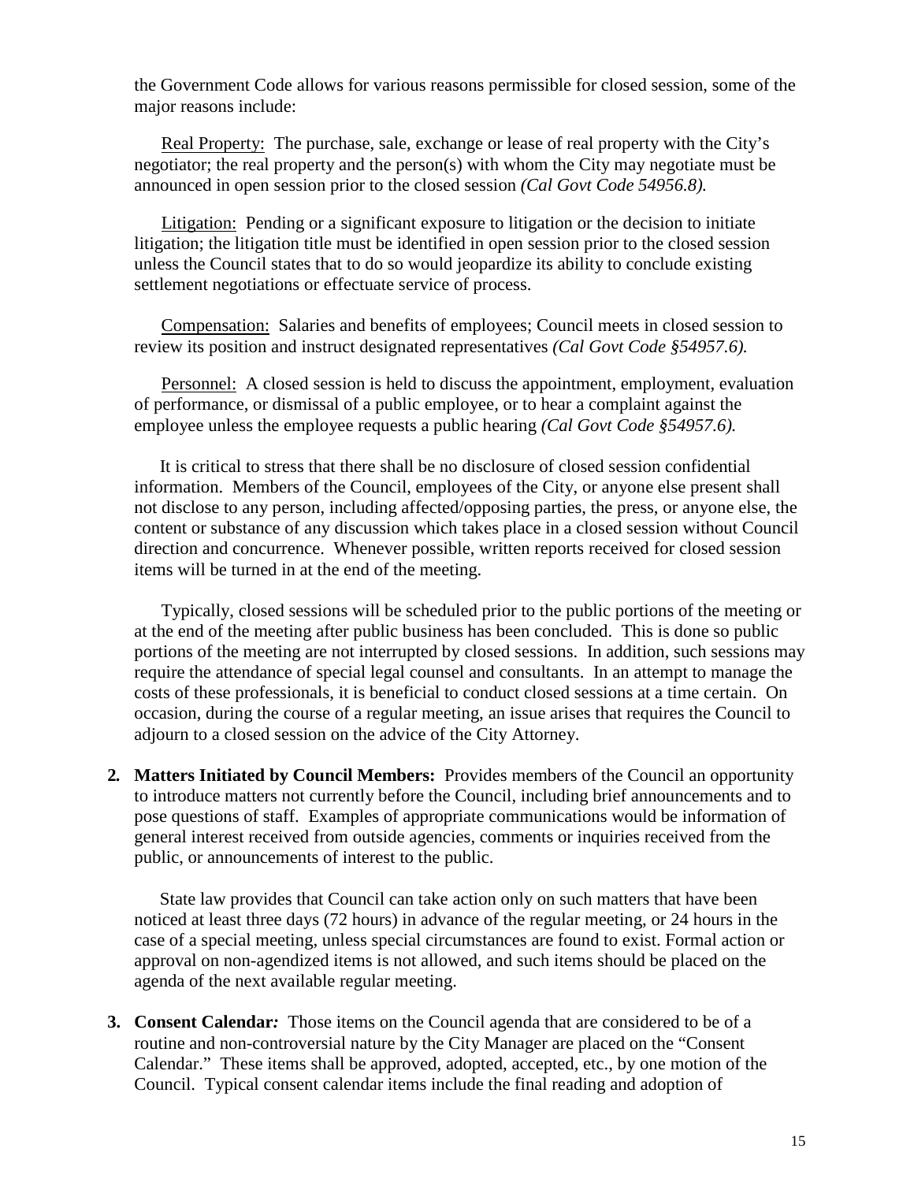the Government Code allows for various reasons permissible for closed session, some of the major reasons include:

Real Property: The purchase, sale, exchange or lease of real property with the City's negotiator; the real property and the person(s) with whom the City may negotiate must be announced in open session prior to the closed session *(Cal Govt Code 54956.8).*

Litigation: Pending or a significant exposure to litigation or the decision to initiate litigation; the litigation title must be identified in open session prior to the closed session unless the Council states that to do so would jeopardize its ability to conclude existing settlement negotiations or effectuate service of process.

Compensation: Salaries and benefits of employees; Council meets in closed session to review its position and instruct designated representatives *(Cal Govt Code §54957.6).*

Personnel: A closed session is held to discuss the appointment, employment, evaluation of performance, or dismissal of a public employee, or to hear a complaint against the employee unless the employee requests a public hearing *(Cal Govt Code §54957.6).*

It is critical to stress that there shall be no disclosure of closed session confidential information. Members of the Council, employees of the City, or anyone else present shall not disclose to any person, including affected/opposing parties, the press, or anyone else, the content or substance of any discussion which takes place in a closed session without Council direction and concurrence. Whenever possible, written reports received for closed session items will be turned in at the end of the meeting.

Typically, closed sessions will be scheduled prior to the public portions of the meeting or at the end of the meeting after public business has been concluded. This is done so public portions of the meeting are not interrupted by closed sessions. In addition, such sessions may require the attendance of special legal counsel and consultants. In an attempt to manage the costs of these professionals, it is beneficial to conduct closed sessions at a time certain. On occasion, during the course of a regular meeting, an issue arises that requires the Council to adjourn to a closed session on the advice of the City Attorney.

2. **Matters Initiated by Council Members:** Provides members of the Council an opportunity to introduce matters not currently before the Council, including brief announcements and to pose questions of staff. Examples of appropriate communications would be information of general interest received from outside agencies, comments or inquiries received from the public, or announcements of interest to the public.

   State law provides that Council can take action only on such matters that have been noticed at least three days (72 hours) in advance of the regular meeting, or 24 hours in the case of a special meeting, unless special circumstances are found to exist. Formal action or approval on non-agendized items is not allowed, and such items should be placed on the agenda of the next available regular meeting.

3. **Consent Calendar***:* Those items on the Council agenda that are considered to be of a routine and non-controversial nature by the City Manager are placed on the "Consent Calendar." These items shall be approved, adopted, accepted, etc., by one motion of the Council. Typical consent calendar items include the final reading and adoption of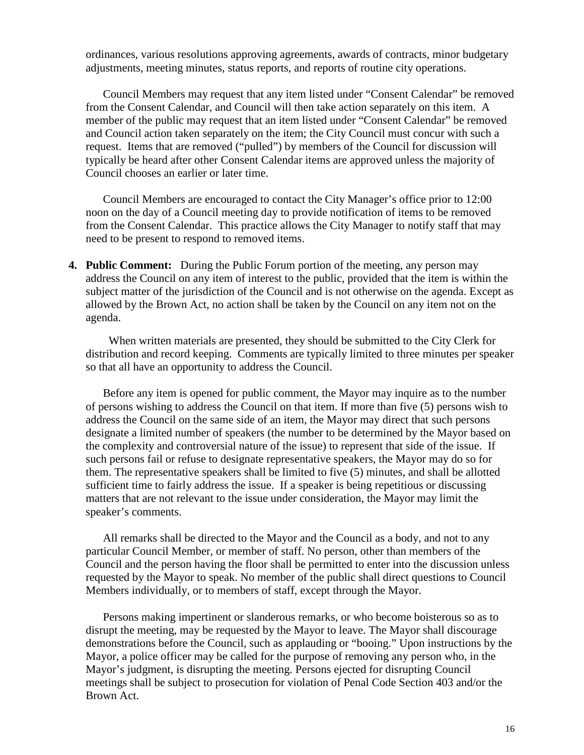ordinances, various resolutions approving agreements, awards of contracts, minor budgetary adjustments, meeting minutes, status reports, and reports of routine city operations.

Council Members may request that any item listed under "Consent Calendar" be removed from the Consent Calendar, and Council will then take action separately on this item. A member of the public may request that an item listed under "Consent Calendar" be removed and Council action taken separately on the item; the City Council must concur with such a request. Items that are removed ("pulled") by members of the Council for discussion will typically be heard after other Consent Calendar items are approved unless the majority of Council chooses an earlier or later time.

Council Members are encouraged to contact the City Manager's office prior to 12:00 noon on the day of a Council meeting day to provide notification of items to be removed from the Consent Calendar. This practice allows the City Manager to notify staff that may need to be present to respond to removed items.

4. **Public Comment:** During the Public Forum portion of the meeting, any person may address the Council on any item of interest to the public, provided that the item is within the subject matter of the jurisdiction of the Council and is not otherwise on the agenda. Except as allowed by the Brown Act, no action shall be taken by the Council on any item not on the agenda.

   When written materials are presented, they should be submitted to the City Clerk for distribution and record keeping. Comments are typically limited to three minutes per speaker so that all have an opportunity to address the Council.

   Before any item is opened for public comment, the Mayor may inquire as to the number of persons wishing to address the Council on that item. If more than five (5) persons wish to address the Council on the same side of an item, the Mayor may direct that such persons designate a limited number of speakers (the number to be determined by the Mayor based on the complexity and controversial nature of the issue) to represent that side of the issue. If such persons fail or refuse to designate representative speakers, the Mayor may do so for them. The representative speakers shall be limited to five (5) minutes, and shall be allotted sufficient time to fairly address the issue. If a speaker is being repetitious or discussing matters that are not relevant to the issue under consideration, the Mayor may limit the speaker's comments.

   All remarks shall be directed to the Mayor and the Council as a body, and not to any particular Council Member, or member of staff. No person, other than members of the Council and the person having the floor shall be permitted to enter into the discussion unless requested by the Mayor to speak. No member of the public shall direct questions to Council Members individually, or to members of staff, except through the Mayor.

   Persons making impertinent or slanderous remarks, or who become boisterous so as to disrupt the meeting, may be requested by the Mayor to leave. The Mayor shall discourage demonstrations before the Council, such as applauding or "booing." Upon instructions by the Mayor, a police officer may be called for the purpose of removing any person who, in the Mayor's judgment, is disrupting the meeting. Persons ejected for disrupting Council meetings shall be subject to prosecution for violation of Penal Code Section 403 and/or the Brown Act.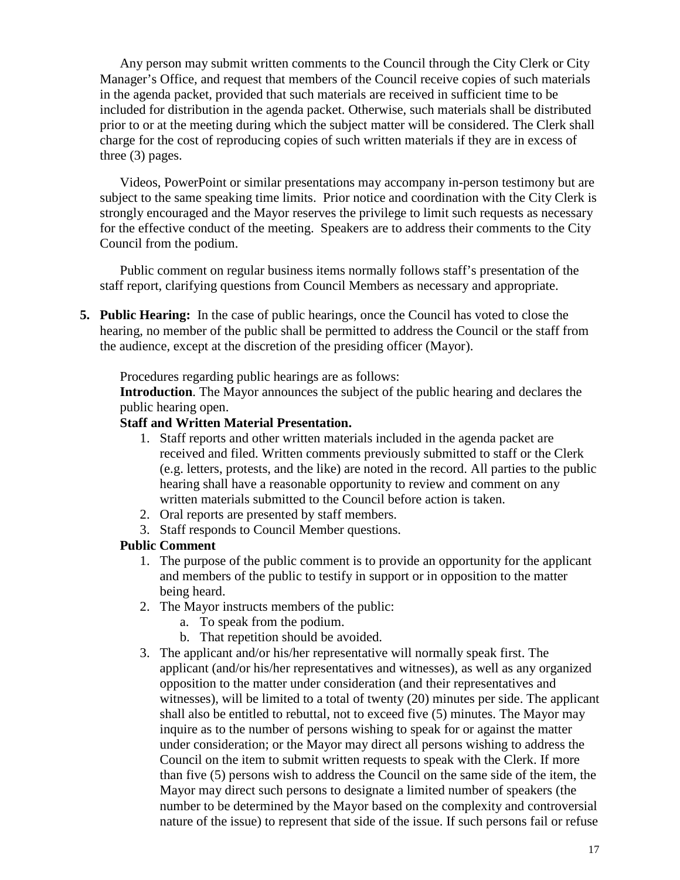Any person may submit written comments to the Council through the City Clerk or City Manager's Office, and request that members of the Council receive copies of such materials in the agenda packet, provided that such materials are received in sufficient time to be included for distribution in the agenda packet. Otherwise, such materials shall be distributed prior to or at the meeting during which the subject matter will be considered. The Clerk shall charge for the cost of reproducing copies of such written materials if they are in excess of three (3) pages.

Videos, PowerPoint or similar presentations may accompany in-person testimony but are subject to the same speaking time limits. Prior notice and coordination with the City Clerk is strongly encouraged and the Mayor reserves the privilege to limit such requests as necessary for the effective conduct of the meeting. Speakers are to address their comments to the City Council from the podium.

Public comment on regular business items normally follows staff's presentation of the staff report, clarifying questions from Council Members as necessary and appropriate.

5. **Public Hearing:** In the case of public hearings, once the Council has voted to close the hearing, no member of the public shall be permitted to address the Council or the staff from the audience, except at the discretion of the presiding officer (Mayor).

   Procedures regarding public hearings are as follows:
   **Introduction**. The Mayor announces the subject of the public hearing and declares the public hearing open.

   **Staff and Written Material Presentation.**

   1. Staff reports and other written materials included in the agenda packet are received and filed. Written comments previously submitted to staff or the Clerk (e.g. letters, protests, and the like) are noted in the record. All parties to the public hearing shall have a reasonable opportunity to review and comment on any written materials submitted to the Council before action is taken.
   2. Oral reports are presented by staff members.
   3. Staff responds to Council Member questions.

   **Public Comment**

   1. The purpose of the public comment is to provide an opportunity for the applicant and members of the public to testify in support or in opposition to the matter being heard.
   2. The Mayor instructs members of the public:
      a. To speak from the podium.
      b. That repetition should be avoided.
   3. The applicant and/or his/her representative will normally speak first. The applicant (and/or his/her representatives and witnesses), as well as any organized opposition to the matter under consideration (and their representatives and witnesses), will be limited to a total of twenty (20) minutes per side. The applicant shall also be entitled to rebuttal, not to exceed five (5) minutes. The Mayor may inquire as to the number of persons wishing to speak for or against the matter under consideration; or the Mayor may direct all persons wishing to address the Council on the item to submit written requests to speak with the Clerk. If more than five (5) persons wish to address the Council on the same side of the item, the Mayor may direct such persons to designate a limited number of speakers (the number to be determined by the Mayor based on the complexity and controversial nature of the issue) to represent that side of the issue. If such persons fail or refuse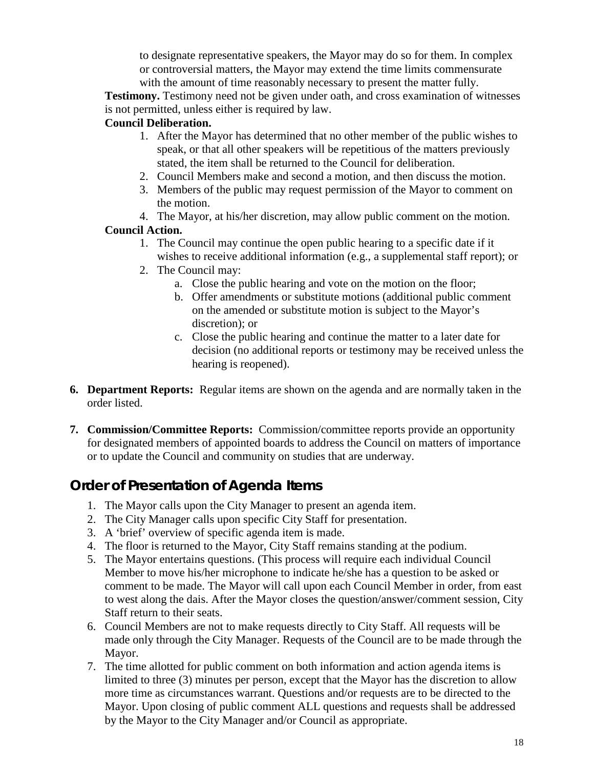to designate representative speakers, the Mayor may do so for them. In complex or controversial matters, the Mayor may extend the time limits commensurate with the amount of time reasonably necessary to present the matter fully.

**Testimony.** Testimony need not be given under oath, and cross examination of witnesses is not permitted, unless either is required by law.

**Council Deliberation.**

1. After the Mayor has determined that no other member of the public wishes to speak, or that all other speakers will be repetitious of the matters previously stated, the item shall be returned to the Council for deliberation.
2. Council Members make and second a motion, and then discuss the motion.
3. Members of the public may request permission of the Mayor to comment on the motion.
4. The Mayor, at his/her discretion, may allow public comment on the motion.

**Council Action.**

1. The Council may continue the open public hearing to a specific date if it wishes to receive additional information (e.g., a supplemental staff report); or
2. The Council may:
   a. Close the public hearing and vote on the motion on the floor;
   b. Offer amendments or substitute motions (additional public comment on the amended or substitute motion is subject to the Mayor's discretion); or
   c. Close the public hearing and continue the matter to a later date for decision (no additional reports or testimony may be received unless the hearing is reopened).

6. **Department Reports:** Regular items are shown on the agenda and are normally taken in the order listed.

7. **Commission/Committee Reports:** Commission/committee reports provide an opportunity for designated members of appointed boards to address the Council on matters of importance or to update the Council and community on studies that are underway.

## Order of Presentation of Agenda Items

1. The Mayor calls upon the City Manager to present an agenda item.
2. The City Manager calls upon specific City Staff for presentation.
3. A 'brief' overview of specific agenda item is made.
4. The floor is returned to the Mayor, City Staff remains standing at the podium.
5. The Mayor entertains questions. (This process will require each individual Council Member to move his/her microphone to indicate he/she has a question to be asked or comment to be made. The Mayor will call upon each Council Member in order, from east to west along the dais. After the Mayor closes the question/answer/comment session, City Staff return to their seats.
6. Council Members are not to make requests directly to City Staff. All requests will be made only through the City Manager. Requests of the Council are to be made through the Mayor.
7. The time allotted for public comment on both information and action agenda items is limited to three (3) minutes per person, except that the Mayor has the discretion to allow more time as circumstances warrant. Questions and/or requests are to be directed to the Mayor. Upon closing of public comment ALL questions and requests shall be addressed by the Mayor to the City Manager and/or Council as appropriate.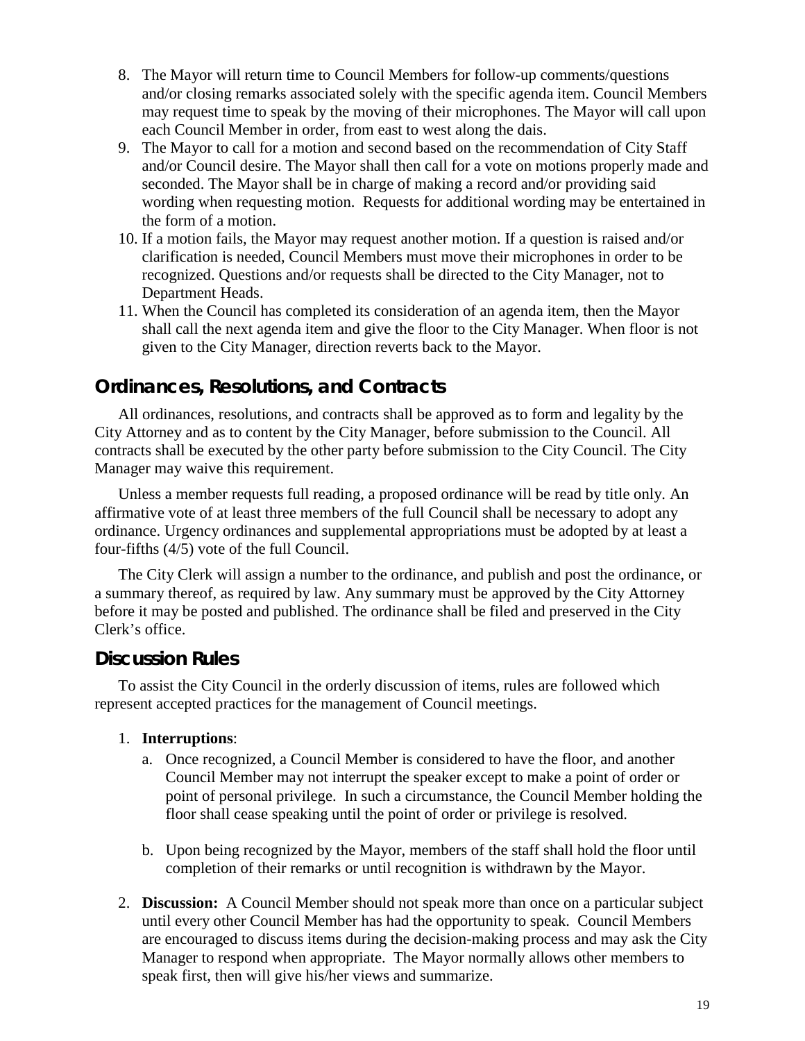8. The Mayor will return time to Council Members for follow-up comments/questions and/or closing remarks associated solely with the specific agenda item. Council Members may request time to speak by the moving of their microphones. The Mayor will call upon each Council Member in order, from east to west along the dais.
9. The Mayor to call for a motion and second based on the recommendation of City Staff and/or Council desire. The Mayor shall then call for a vote on motions properly made and seconded. The Mayor shall be in charge of making a record and/or providing said wording when requesting motion. Requests for additional wording may be entertained in the form of a motion.
10. If a motion fails, the Mayor may request another motion. If a question is raised and/or clarification is needed, Council Members must move their microphones in order to be recognized. Questions and/or requests shall be directed to the City Manager, not to Department Heads.
11. When the Council has completed its consideration of an agenda item, then the Mayor shall call the next agenda item and give the floor to the City Manager. When floor is not given to the City Manager, direction reverts back to the Mayor.

## Ordinances, Resolutions, and Contracts

All ordinances, resolutions, and contracts shall be approved as to form and legality by the City Attorney and as to content by the City Manager, before submission to the Council. All contracts shall be executed by the other party before submission to the City Council. The City Manager may waive this requirement.

Unless a member requests full reading, a proposed ordinance will be read by title only. An affirmative vote of at least three members of the full Council shall be necessary to adopt any ordinance. Urgency ordinances and supplemental appropriations must be adopted by at least a four-fifths (4/5) vote of the full Council.

The City Clerk will assign a number to the ordinance, and publish and post the ordinance, or a summary thereof, as required by law. Any summary must be approved by the City Attorney before it may be posted and published. The ordinance shall be filed and preserved in the City Clerk's office.

## Discussion Rules

To assist the City Council in the orderly discussion of items, rules are followed which represent accepted practices for the management of Council meetings.

1. **Interruptions**:
   a. Once recognized, a Council Member is considered to have the floor, and another Council Member may not interrupt the speaker except to make a point of order or point of personal privilege. In such a circumstance, the Council Member holding the floor shall cease speaking until the point of order or privilege is resolved.

   b. Upon being recognized by the Mayor, members of the staff shall hold the floor until completion of their remarks or until recognition is withdrawn by the Mayor.

2. **Discussion:** A Council Member should not speak more than once on a particular subject until every other Council Member has had the opportunity to speak. Council Members are encouraged to discuss items during the decision-making process and may ask the City Manager to respond when appropriate. The Mayor normally allows other members to speak first, then will give his/her views and summarize.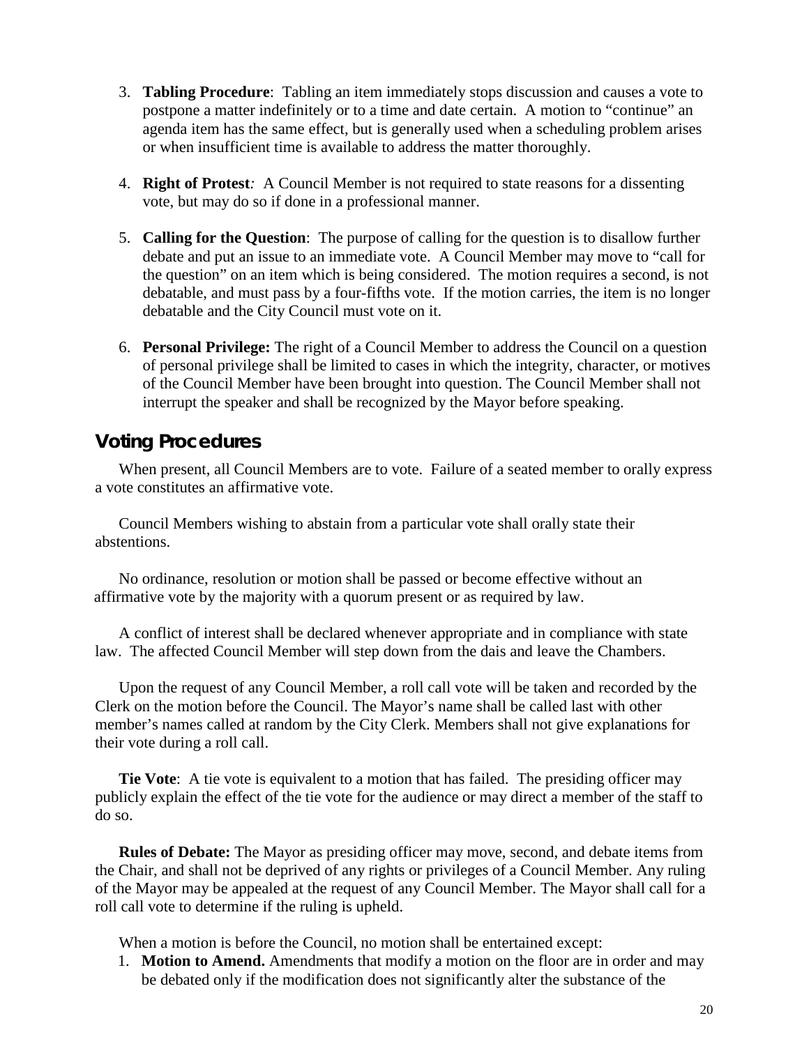3. **Tabling Procedure**: Tabling an item immediately stops discussion and causes a vote to postpone a matter indefinitely or to a time and date certain. A motion to "continue" an agenda item has the same effect, but is generally used when a scheduling problem arises or when insufficient time is available to address the matter thoroughly.

4. **Right of Protest***:* A Council Member is not required to state reasons for a dissenting vote, but may do so if done in a professional manner.

5. **Calling for the Question**: The purpose of calling for the question is to disallow further debate and put an issue to an immediate vote. A Council Member may move to "call for the question" on an item which is being considered. The motion requires a second, is not debatable, and must pass by a four-fifths vote. If the motion carries, the item is no longer debatable and the City Council must vote on it.

6. **Personal Privilege:** The right of a Council Member to address the Council on a question of personal privilege shall be limited to cases in which the integrity, character, or motives of the Council Member have been brought into question. The Council Member shall not interrupt the speaker and shall be recognized by the Mayor before speaking.

## Voting Procedures

When present, all Council Members are to vote. Failure of a seated member to orally express a vote constitutes an affirmative vote.

Council Members wishing to abstain from a particular vote shall orally state their abstentions.

No ordinance, resolution or motion shall be passed or become effective without an affirmative vote by the majority with a quorum present or as required by law.

A conflict of interest shall be declared whenever appropriate and in compliance with state law. The affected Council Member will step down from the dais and leave the Chambers.

Upon the request of any Council Member, a roll call vote will be taken and recorded by the Clerk on the motion before the Council. The Mayor's name shall be called last with other member's names called at random by the City Clerk. Members shall not give explanations for their vote during a roll call.

**Tie Vote**: A tie vote is equivalent to a motion that has failed. The presiding officer may publicly explain the effect of the tie vote for the audience or may direct a member of the staff to do so.

**Rules of Debate:** The Mayor as presiding officer may move, second, and debate items from the Chair, and shall not be deprived of any rights or privileges of a Council Member. Any ruling of the Mayor may be appealed at the request of any Council Member. The Mayor shall call for a roll call vote to determine if the ruling is upheld.

When a motion is before the Council, no motion shall be entertained except:

1. **Motion to Amend.** Amendments that modify a motion on the floor are in order and may be debated only if the modification does not significantly alter the substance of the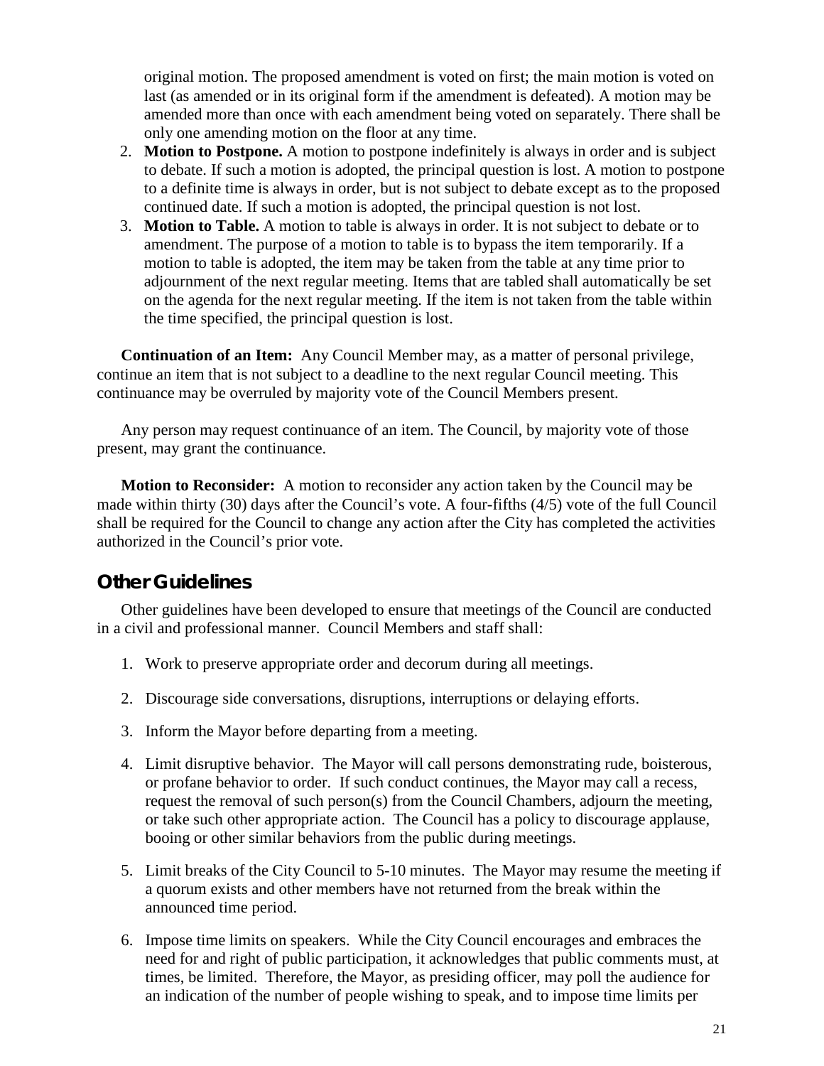original motion. The proposed amendment is voted on first; the main motion is voted on last (as amended or in its original form if the amendment is defeated). A motion may be amended more than once with each amendment being voted on separately. There shall be only one amending motion on the floor at any time.

2. **Motion to Postpone.** A motion to postpone indefinitely is always in order and is subject to debate. If such a motion is adopted, the principal question is lost. A motion to postpone to a definite time is always in order, but is not subject to debate except as to the proposed continued date. If such a motion is adopted, the principal question is not lost.
3. **Motion to Table.** A motion to table is always in order. It is not subject to debate or to amendment. The purpose of a motion to table is to bypass the item temporarily. If a motion to table is adopted, the item may be taken from the table at any time prior to adjournment of the next regular meeting. Items that are tabled shall automatically be set on the agenda for the next regular meeting. If the item is not taken from the table within the time specified, the principal question is lost.

**Continuation of an Item:** Any Council Member may, as a matter of personal privilege, continue an item that is not subject to a deadline to the next regular Council meeting. This continuance may be overruled by majority vote of the Council Members present.

Any person may request continuance of an item. The Council, by majority vote of those present, may grant the continuance.

**Motion to Reconsider:** A motion to reconsider any action taken by the Council may be made within thirty (30) days after the Council's vote. A four-fifths (4/5) vote of the full Council shall be required for the Council to change any action after the City has completed the activities authorized in the Council's prior vote.

## Other Guidelines

Other guidelines have been developed to ensure that meetings of the Council are conducted in a civil and professional manner. Council Members and staff shall:

1. Work to preserve appropriate order and decorum during all meetings.

2. Discourage side conversations, disruptions, interruptions or delaying efforts.

3. Inform the Mayor before departing from a meeting.

4. Limit disruptive behavior. The Mayor will call persons demonstrating rude, boisterous, or profane behavior to order. If such conduct continues, the Mayor may call a recess, request the removal of such person(s) from the Council Chambers, adjourn the meeting, or take such other appropriate action. The Council has a policy to discourage applause, booing or other similar behaviors from the public during meetings.

5. Limit breaks of the City Council to 5-10 minutes. The Mayor may resume the meeting if a quorum exists and other members have not returned from the break within the announced time period.

6. Impose time limits on speakers. While the City Council encourages and embraces the need for and right of public participation, it acknowledges that public comments must, at times, be limited. Therefore, the Mayor, as presiding officer, may poll the audience for an indication of the number of people wishing to speak, and to impose time limits per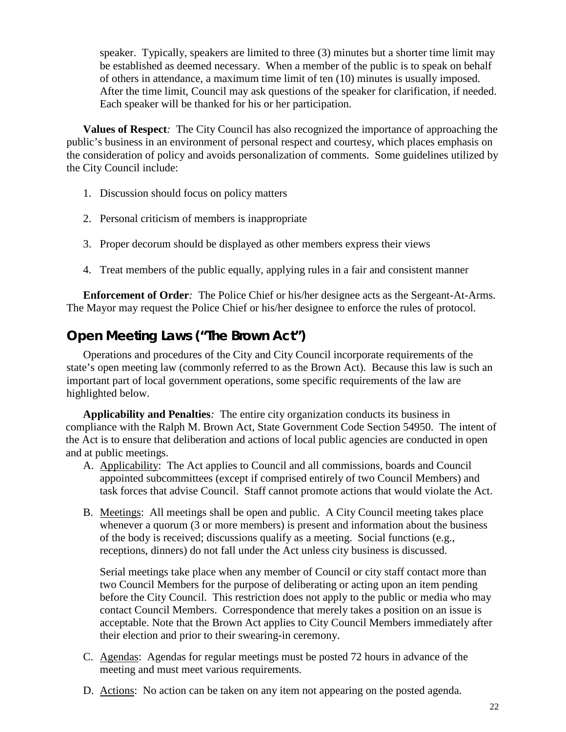speaker. Typically, speakers are limited to three (3) minutes but a shorter time limit may be established as deemed necessary. When a member of the public is to speak on behalf of others in attendance, a maximum time limit of ten (10) minutes is usually imposed. After the time limit, Council may ask questions of the speaker for clarification, if needed. Each speaker will be thanked for his or her participation.

**Values of Respect***:* The City Council has also recognized the importance of approaching the public's business in an environment of personal respect and courtesy, which places emphasis on the consideration of policy and avoids personalization of comments. Some guidelines utilized by the City Council include:

1. Discussion should focus on policy matters
2. Personal criticism of members is inappropriate
3. Proper decorum should be displayed as other members express their views
4. Treat members of the public equally, applying rules in a fair and consistent manner

**Enforcement of Order***:* The Police Chief or his/her designee acts as the Sergeant-At-Arms. The Mayor may request the Police Chief or his/her designee to enforce the rules of protocol.

## Open Meeting Laws ("The Brown Act")

Operations and procedures of the City and City Council incorporate requirements of the state's open meeting law (commonly referred to as the Brown Act). Because this law is such an important part of local government operations, some specific requirements of the law are highlighted below.

**Applicability and Penalties***:* The entire city organization conducts its business in compliance with the Ralph M. Brown Act, State Government Code Section 54950. The intent of the Act is to ensure that deliberation and actions of local public agencies are conducted in open and at public meetings.

A. <u>Applicability</u>: The Act applies to Council and all commissions, boards and Council appointed subcommittees (except if comprised entirely of two Council Members) and task forces that advise Council. Staff cannot promote actions that would violate the Act.

B. <u>Meetings</u>: All meetings shall be open and public. A City Council meeting takes place whenever a quorum (3 or more members) is present and information about the business of the body is received; discussions qualify as a meeting. Social functions (e.g., receptions, dinners) do not fall under the Act unless city business is discussed.

   Serial meetings take place when any member of Council or city staff contact more than two Council Members for the purpose of deliberating or acting upon an item pending before the City Council. This restriction does not apply to the public or media who may contact Council Members. Correspondence that merely takes a position on an issue is acceptable. Note that the Brown Act applies to City Council Members immediately after their election and prior to their swearing-in ceremony.

C. <u>Agendas</u>: Agendas for regular meetings must be posted 72 hours in advance of the meeting and must meet various requirements.

D. <u>Actions</u>: No action can be taken on any item not appearing on the posted agenda.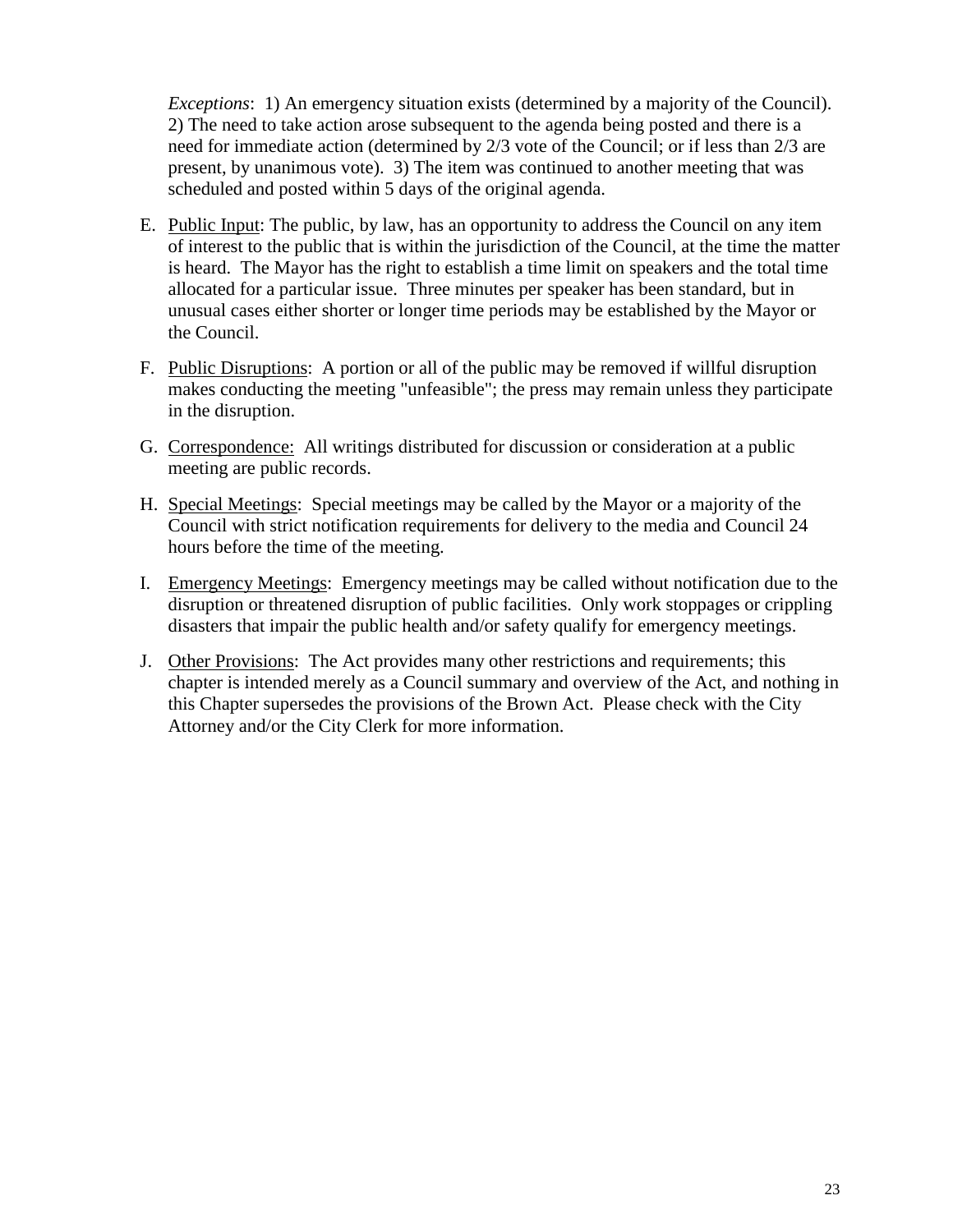*Exceptions*: 1) An emergency situation exists (determined by a majority of the Council). 2) The need to take action arose subsequent to the agenda being posted and there is a need for immediate action (determined by 2/3 vote of the Council; or if less than 2/3 are present, by unanimous vote). 3) The item was continued to another meeting that was scheduled and posted within 5 days of the original agenda.

E. Public Input: The public, by law, has an opportunity to address the Council on any item of interest to the public that is within the jurisdiction of the Council, at the time the matter is heard. The Mayor has the right to establish a time limit on speakers and the total time allocated for a particular issue. Three minutes per speaker has been standard, but in unusual cases either shorter or longer time periods may be established by the Mayor or the Council.

F. Public Disruptions: A portion or all of the public may be removed if willful disruption makes conducting the meeting "unfeasible"; the press may remain unless they participate in the disruption.

G. Correspondence: All writings distributed for discussion or consideration at a public meeting are public records.

H. Special Meetings: Special meetings may be called by the Mayor or a majority of the Council with strict notification requirements for delivery to the media and Council 24 hours before the time of the meeting.

I. Emergency Meetings: Emergency meetings may be called without notification due to the disruption or threatened disruption of public facilities. Only work stoppages or crippling disasters that impair the public health and/or safety qualify for emergency meetings.

J. Other Provisions: The Act provides many other restrictions and requirements; this chapter is intended merely as a Council summary and overview of the Act, and nothing in this Chapter supersedes the provisions of the Brown Act. Please check with the City Attorney and/or the City Clerk for more information.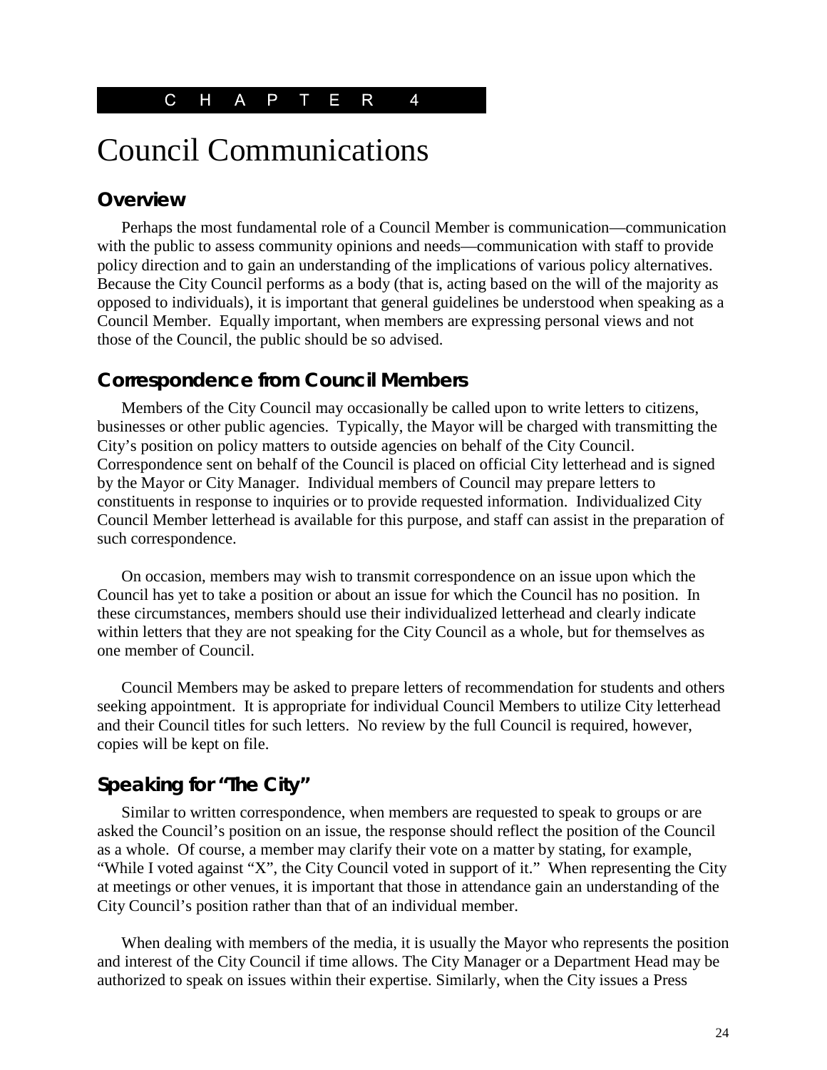CHAPTER 4

# Council Communications

## Overview

Perhaps the most fundamental role of a Council Member is communication—communication with the public to assess community opinions and needs—communication with staff to provide policy direction and to gain an understanding of the implications of various policy alternatives. Because the City Council performs as a body (that is, acting based on the will of the majority as opposed to individuals), it is important that general guidelines be understood when speaking as a Council Member. Equally important, when members are expressing personal views and not those of the Council, the public should be so advised.

## Correspondence from Council Members

Members of the City Council may occasionally be called upon to write letters to citizens, businesses or other public agencies. Typically, the Mayor will be charged with transmitting the City's position on policy matters to outside agencies on behalf of the City Council. Correspondence sent on behalf of the Council is placed on official City letterhead and is signed by the Mayor or City Manager. Individual members of Council may prepare letters to constituents in response to inquiries or to provide requested information. Individualized City Council Member letterhead is available for this purpose, and staff can assist in the preparation of such correspondence.

On occasion, members may wish to transmit correspondence on an issue upon which the Council has yet to take a position or about an issue for which the Council has no position. In these circumstances, members should use their individualized letterhead and clearly indicate within letters that they are not speaking for the City Council as a whole, but for themselves as one member of Council.

Council Members may be asked to prepare letters of recommendation for students and others seeking appointment. It is appropriate for individual Council Members to utilize City letterhead and their Council titles for such letters. No review by the full Council is required, however, copies will be kept on file.

## Speaking for "The City"

Similar to written correspondence, when members are requested to speak to groups or are asked the Council's position on an issue, the response should reflect the position of the Council as a whole. Of course, a member may clarify their vote on a matter by stating, for example, "While I voted against "X", the City Council voted in support of it." When representing the City at meetings or other venues, it is important that those in attendance gain an understanding of the City Council's position rather than that of an individual member.

When dealing with members of the media, it is usually the Mayor who represents the position and interest of the City Council if time allows. The City Manager or a Department Head may be authorized to speak on issues within their expertise. Similarly, when the City issues a Press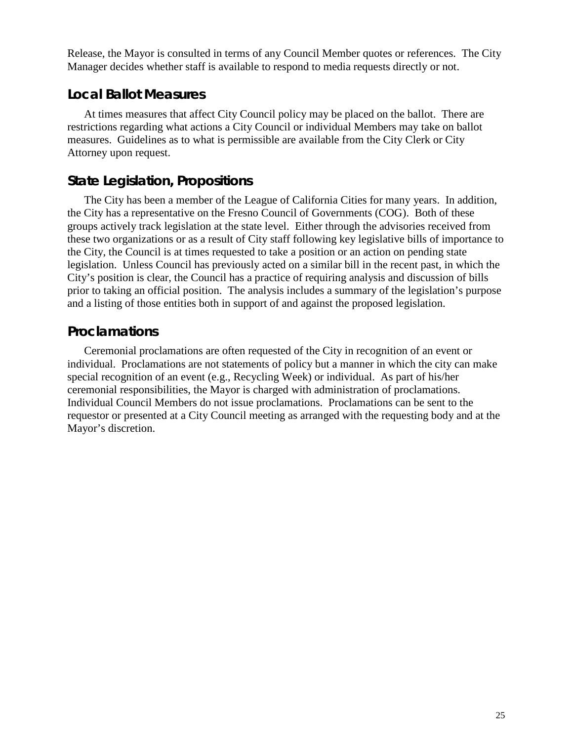Release, the Mayor is consulted in terms of any Council Member quotes or references. The City Manager decides whether staff is available to respond to media requests directly or not.

## Local Ballot Measures

At times measures that affect City Council policy may be placed on the ballot. There are restrictions regarding what actions a City Council or individual Members may take on ballot measures. Guidelines as to what is permissible are available from the City Clerk or City Attorney upon request.

## State Legislation, Propositions

The City has been a member of the League of California Cities for many years. In addition, the City has a representative on the Fresno Council of Governments (COG). Both of these groups actively track legislation at the state level. Either through the advisories received from these two organizations or as a result of City staff following key legislative bills of importance to the City, the Council is at times requested to take a position or an action on pending state legislation. Unless Council has previously acted on a similar bill in the recent past, in which the City's position is clear, the Council has a practice of requiring analysis and discussion of bills prior to taking an official position. The analysis includes a summary of the legislation's purpose and a listing of those entities both in support of and against the proposed legislation.

## Proclamations

Ceremonial proclamations are often requested of the City in recognition of an event or individual. Proclamations are not statements of policy but a manner in which the city can make special recognition of an event (e.g., Recycling Week) or individual. As part of his/her ceremonial responsibilities, the Mayor is charged with administration of proclamations. Individual Council Members do not issue proclamations. Proclamations can be sent to the requestor or presented at a City Council meeting as arranged with the requesting body and at the Mayor's discretion.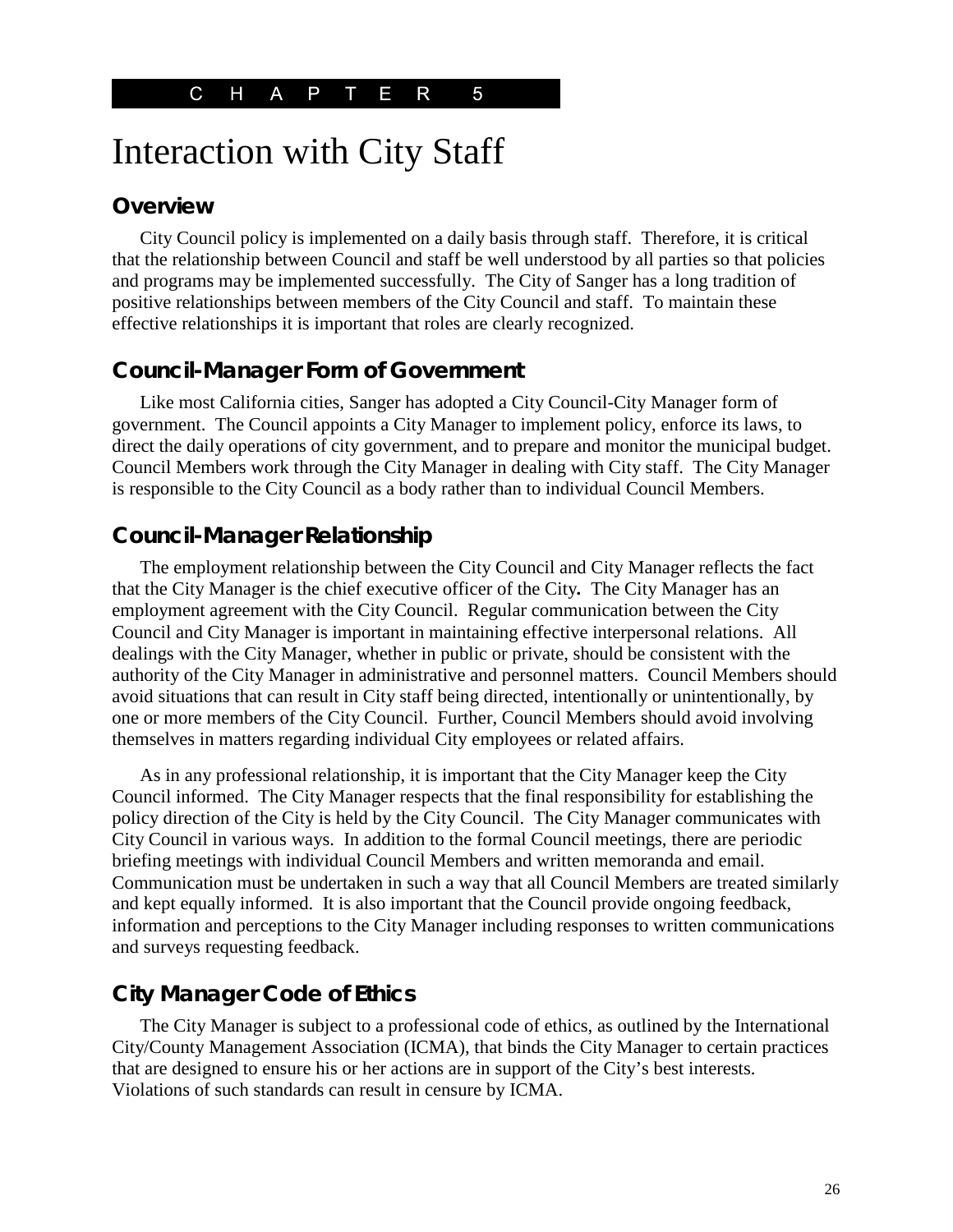CHAPTER 5

# Interaction with City Staff

## Overview

City Council policy is implemented on a daily basis through staff. Therefore, it is critical that the relationship between Council and staff be well understood by all parties so that policies and programs may be implemented successfully. The City of Sanger has a long tradition of positive relationships between members of the City Council and staff. To maintain these effective relationships it is important that roles are clearly recognized.

## Council-Manager Form of Government

Like most California cities, Sanger has adopted a City Council-City Manager form of government. The Council appoints a City Manager to implement policy, enforce its laws, to direct the daily operations of city government, and to prepare and monitor the municipal budget. Council Members work through the City Manager in dealing with City staff. The City Manager is responsible to the City Council as a body rather than to individual Council Members.

## Council-Manager Relationship

The employment relationship between the City Council and City Manager reflects the fact that the City Manager is the chief executive officer of the City**.** The City Manager has an employment agreement with the City Council. Regular communication between the City Council and City Manager is important in maintaining effective interpersonal relations. All dealings with the City Manager, whether in public or private, should be consistent with the authority of the City Manager in administrative and personnel matters. Council Members should avoid situations that can result in City staff being directed, intentionally or unintentionally, by one or more members of the City Council. Further, Council Members should avoid involving themselves in matters regarding individual City employees or related affairs.

As in any professional relationship, it is important that the City Manager keep the City Council informed. The City Manager respects that the final responsibility for establishing the policy direction of the City is held by the City Council. The City Manager communicates with City Council in various ways. In addition to the formal Council meetings, there are periodic briefing meetings with individual Council Members and written memoranda and email. Communication must be undertaken in such a way that all Council Members are treated similarly and kept equally informed. It is also important that the Council provide ongoing feedback, information and perceptions to the City Manager including responses to written communications and surveys requesting feedback.

## City Manager Code of Ethics

The City Manager is subject to a professional code of ethics, as outlined by the International City/County Management Association (ICMA), that binds the City Manager to certain practices that are designed to ensure his or her actions are in support of the City's best interests. Violations of such standards can result in censure by ICMA.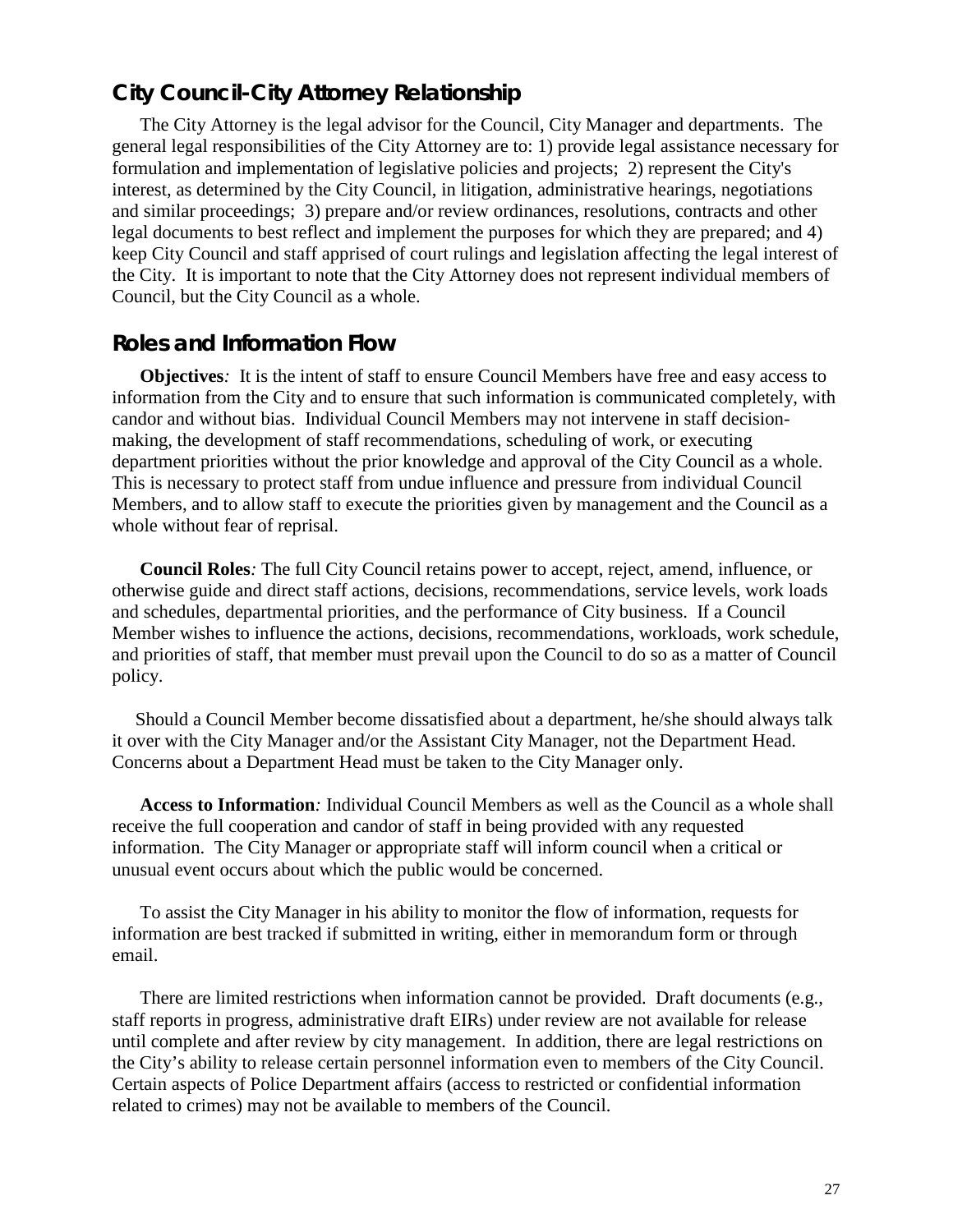## City Council-City Attorney Relationship

The City Attorney is the legal advisor for the Council, City Manager and departments. The general legal responsibilities of the City Attorney are to: 1) provide legal assistance necessary for formulation and implementation of legislative policies and projects; 2) represent the City's interest, as determined by the City Council, in litigation, administrative hearings, negotiations and similar proceedings; 3) prepare and/or review ordinances, resolutions, contracts and other legal documents to best reflect and implement the purposes for which they are prepared; and 4) keep City Council and staff apprised of court rulings and legislation affecting the legal interest of the City. It is important to note that the City Attorney does not represent individual members of Council, but the City Council as a whole.

## Roles and Information Flow

**Objectives***:* It is the intent of staff to ensure Council Members have free and easy access to information from the City and to ensure that such information is communicated completely, with candor and without bias. Individual Council Members may not intervene in staff decision-making, the development of staff recommendations, scheduling of work, or executing department priorities without the prior knowledge and approval of the City Council as a whole. This is necessary to protect staff from undue influence and pressure from individual Council Members, and to allow staff to execute the priorities given by management and the Council as a whole without fear of reprisal.

**Council Roles***:* The full City Council retains power to accept, reject, amend, influence, or otherwise guide and direct staff actions, decisions, recommendations, service levels, work loads and schedules, departmental priorities, and the performance of City business. If a Council Member wishes to influence the actions, decisions, recommendations, workloads, work schedule, and priorities of staff, that member must prevail upon the Council to do so as a matter of Council policy.

Should a Council Member become dissatisfied about a department, he/she should always talk it over with the City Manager and/or the Assistant City Manager, not the Department Head. Concerns about a Department Head must be taken to the City Manager only.

**Access to Information***:* Individual Council Members as well as the Council as a whole shall receive the full cooperation and candor of staff in being provided with any requested information. The City Manager or appropriate staff will inform council when a critical or unusual event occurs about which the public would be concerned.

To assist the City Manager in his ability to monitor the flow of information, requests for information are best tracked if submitted in writing, either in memorandum form or through email.

There are limited restrictions when information cannot be provided. Draft documents (e.g., staff reports in progress, administrative draft EIRs) under review are not available for release until complete and after review by city management. In addition, there are legal restrictions on the City's ability to release certain personnel information even to members of the City Council. Certain aspects of Police Department affairs (access to restricted or confidential information related to crimes) may not be available to members of the Council.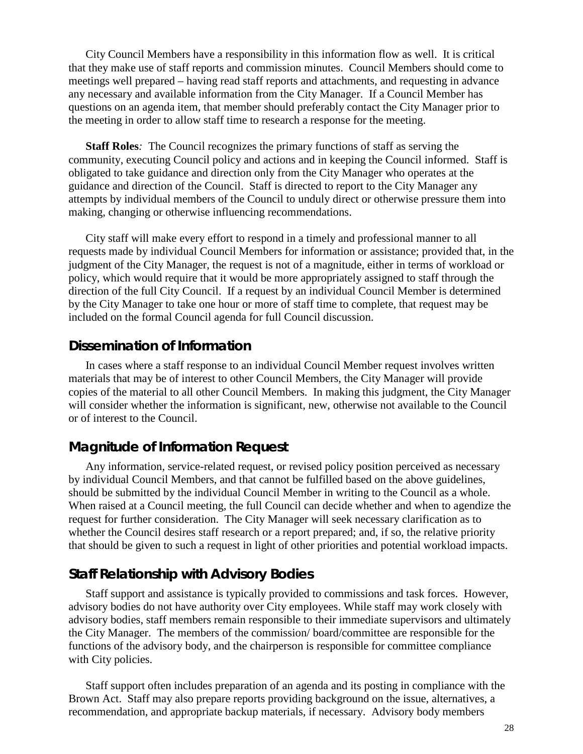City Council Members have a responsibility in this information flow as well. It is critical that they make use of staff reports and commission minutes. Council Members should come to meetings well prepared – having read staff reports and attachments, and requesting in advance any necessary and available information from the City Manager. If a Council Member has questions on an agenda item, that member should preferably contact the City Manager prior to the meeting in order to allow staff time to research a response for the meeting.

**Staff Roles***:* The Council recognizes the primary functions of staff as serving the community, executing Council policy and actions and in keeping the Council informed. Staff is obligated to take guidance and direction only from the City Manager who operates at the guidance and direction of the Council. Staff is directed to report to the City Manager any attempts by individual members of the Council to unduly direct or otherwise pressure them into making, changing or otherwise influencing recommendations.

City staff will make every effort to respond in a timely and professional manner to all requests made by individual Council Members for information or assistance; provided that, in the judgment of the City Manager, the request is not of a magnitude, either in terms of workload or policy, which would require that it would be more appropriately assigned to staff through the direction of the full City Council. If a request by an individual Council Member is determined by the City Manager to take one hour or more of staff time to complete, that request may be included on the formal Council agenda for full Council discussion.

## Dissemination of Information

In cases where a staff response to an individual Council Member request involves written materials that may be of interest to other Council Members, the City Manager will provide copies of the material to all other Council Members. In making this judgment, the City Manager will consider whether the information is significant, new, otherwise not available to the Council or of interest to the Council.

## Magnitude of Information Request

Any information, service-related request, or revised policy position perceived as necessary by individual Council Members, and that cannot be fulfilled based on the above guidelines, should be submitted by the individual Council Member in writing to the Council as a whole. When raised at a Council meeting, the full Council can decide whether and when to agendize the request for further consideration. The City Manager will seek necessary clarification as to whether the Council desires staff research or a report prepared; and, if so, the relative priority that should be given to such a request in light of other priorities and potential workload impacts.

## Staff Relationship with Advisory Bodies

Staff support and assistance is typically provided to commissions and task forces. However, advisory bodies do not have authority over City employees. While staff may work closely with advisory bodies, staff members remain responsible to their immediate supervisors and ultimately the City Manager. The members of the commission/ board/committee are responsible for the functions of the advisory body, and the chairperson is responsible for committee compliance with City policies.

Staff support often includes preparation of an agenda and its posting in compliance with the Brown Act. Staff may also prepare reports providing background on the issue, alternatives, a recommendation, and appropriate backup materials, if necessary. Advisory body members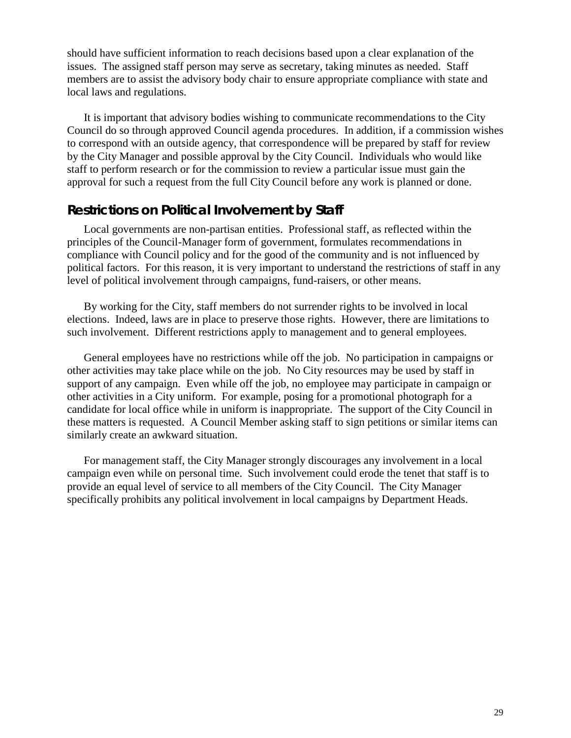should have sufficient information to reach decisions based upon a clear explanation of the issues. The assigned staff person may serve as secretary, taking minutes as needed. Staff members are to assist the advisory body chair to ensure appropriate compliance with state and local laws and regulations.

It is important that advisory bodies wishing to communicate recommendations to the City Council do so through approved Council agenda procedures. In addition, if a commission wishes to correspond with an outside agency, that correspondence will be prepared by staff for review by the City Manager and possible approval by the City Council. Individuals who would like staff to perform research or for the commission to review a particular issue must gain the approval for such a request from the full City Council before any work is planned or done.

## Restrictions on Political Involvement by Staff

Local governments are non-partisan entities. Professional staff, as reflected within the principles of the Council-Manager form of government, formulates recommendations in compliance with Council policy and for the good of the community and is not influenced by political factors. For this reason, it is very important to understand the restrictions of staff in any level of political involvement through campaigns, fund-raisers, or other means.

By working for the City, staff members do not surrender rights to be involved in local elections. Indeed, laws are in place to preserve those rights. However, there are limitations to such involvement. Different restrictions apply to management and to general employees.

General employees have no restrictions while off the job. No participation in campaigns or other activities may take place while on the job. No City resources may be used by staff in support of any campaign. Even while off the job, no employee may participate in campaign or other activities in a City uniform. For example, posing for a promotional photograph for a candidate for local office while in uniform is inappropriate. The support of the City Council in these matters is requested. A Council Member asking staff to sign petitions or similar items can similarly create an awkward situation.

For management staff, the City Manager strongly discourages any involvement in a local campaign even while on personal time. Such involvement could erode the tenet that staff is to provide an equal level of service to all members of the City Council. The City Manager specifically prohibits any political involvement in local campaigns by Department Heads.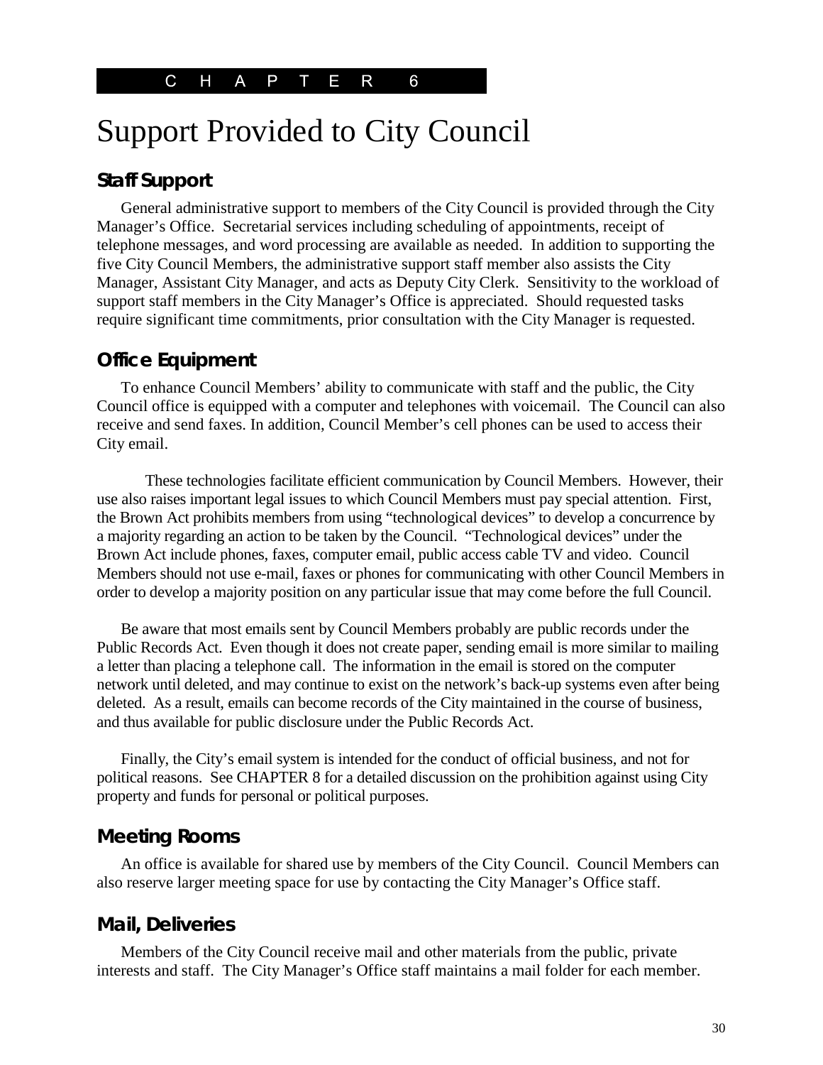CHAPTER 6

# Support Provided to City Council

## Staff Support

General administrative support to members of the City Council is provided through the City Manager's Office. Secretarial services including scheduling of appointments, receipt of telephone messages, and word processing are available as needed. In addition to supporting the five City Council Members, the administrative support staff member also assists the City Manager, Assistant City Manager, and acts as Deputy City Clerk. Sensitivity to the workload of support staff members in the City Manager's Office is appreciated. Should requested tasks require significant time commitments, prior consultation with the City Manager is requested.

## Office Equipment

To enhance Council Members' ability to communicate with staff and the public, the City Council office is equipped with a computer and telephones with voicemail. The Council can also receive and send faxes. In addition, Council Member's cell phones can be used to access their City email.

These technologies facilitate efficient communication by Council Members. However, their use also raises important legal issues to which Council Members must pay special attention. First, the Brown Act prohibits members from using "technological devices" to develop a concurrence by a majority regarding an action to be taken by the Council. "Technological devices" under the Brown Act include phones, faxes, computer email, public access cable TV and video. Council Members should not use e-mail, faxes or phones for communicating with other Council Members in order to develop a majority position on any particular issue that may come before the full Council.

Be aware that most emails sent by Council Members probably are public records under the Public Records Act. Even though it does not create paper, sending email is more similar to mailing a letter than placing a telephone call. The information in the email is stored on the computer network until deleted, and may continue to exist on the network's back-up systems even after being deleted. As a result, emails can become records of the City maintained in the course of business, and thus available for public disclosure under the Public Records Act.

Finally, the City's email system is intended for the conduct of official business, and not for political reasons. See CHAPTER 8 for a detailed discussion on the prohibition against using City property and funds for personal or political purposes.

## Meeting Rooms

An office is available for shared use by members of the City Council. Council Members can also reserve larger meeting space for use by contacting the City Manager's Office staff.

## Mail, Deliveries

Members of the City Council receive mail and other materials from the public, private interests and staff. The City Manager's Office staff maintains a mail folder for each member.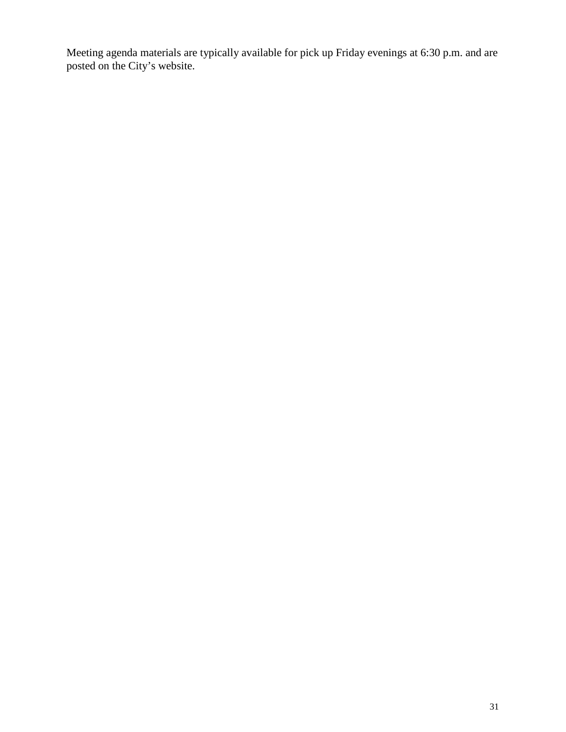Meeting agenda materials are typically available for pick up Friday evenings at 6:30 p.m. and are posted on the City’s website.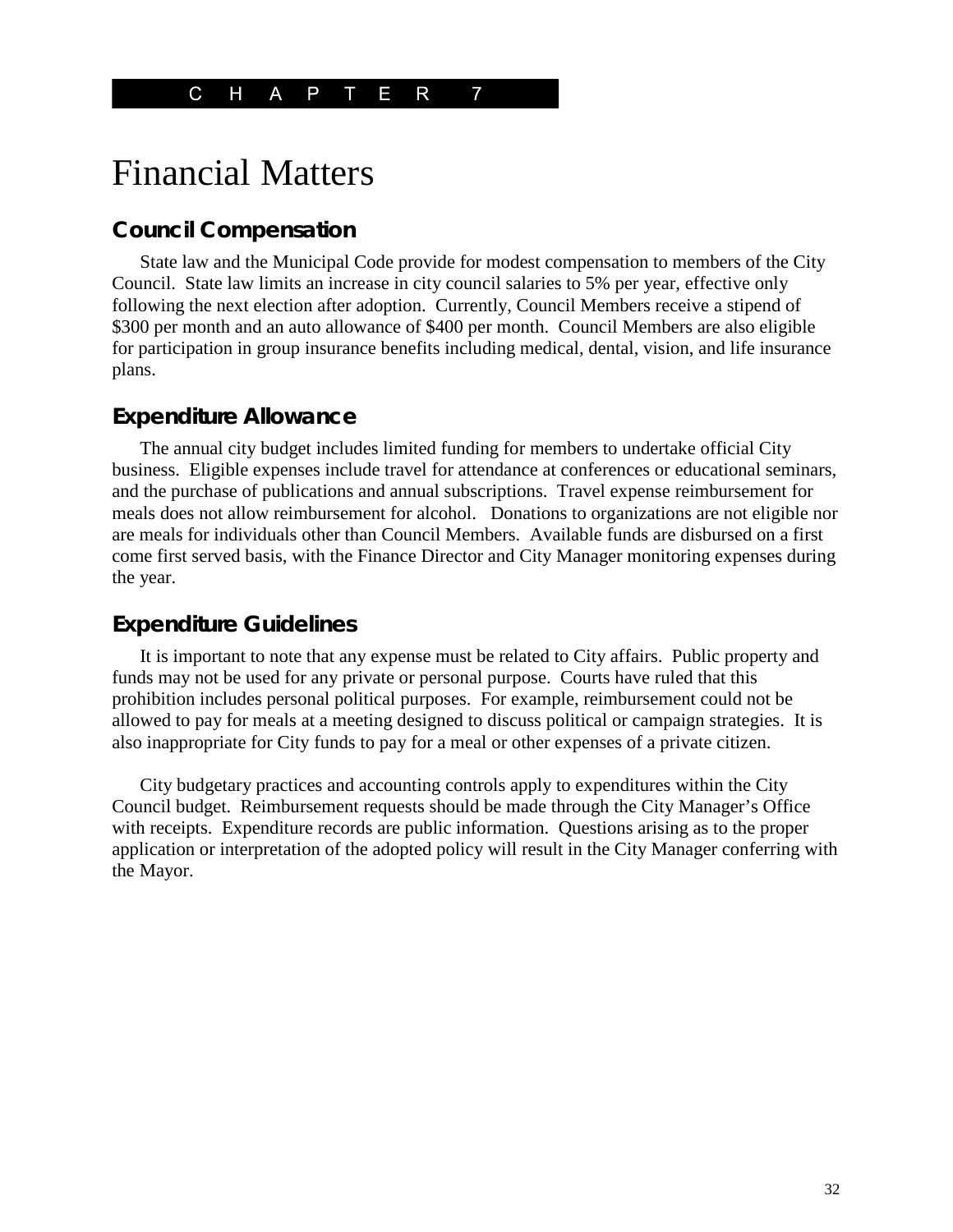CHAPTER 7

# Financial Matters

## Council Compensation

State law and the Municipal Code provide for modest compensation to members of the City Council. State law limits an increase in city council salaries to 5% per year, effective only following the next election after adoption. Currently, Council Members receive a stipend of $300 per month and an auto allowance of $400 per month. Council Members are also eligible for participation in group insurance benefits including medical, dental, vision, and life insurance plans.

## Expenditure Allowance

The annual city budget includes limited funding for members to undertake official City business. Eligible expenses include travel for attendance at conferences or educational seminars, and the purchase of publications and annual subscriptions. Travel expense reimbursement for meals does not allow reimbursement for alcohol. Donations to organizations are not eligible nor are meals for individuals other than Council Members. Available funds are disbursed on a first come first served basis, with the Finance Director and City Manager monitoring expenses during the year.

## Expenditure Guidelines

It is important to note that any expense must be related to City affairs. Public property and funds may not be used for any private or personal purpose. Courts have ruled that this prohibition includes personal political purposes. For example, reimbursement could not be allowed to pay for meals at a meeting designed to discuss political or campaign strategies. It is also inappropriate for City funds to pay for a meal or other expenses of a private citizen.

City budgetary practices and accounting controls apply to expenditures within the City Council budget. Reimbursement requests should be made through the City Manager's Office with receipts. Expenditure records are public information. Questions arising as to the proper application or interpretation of the adopted policy will result in the City Manager conferring with the Mayor.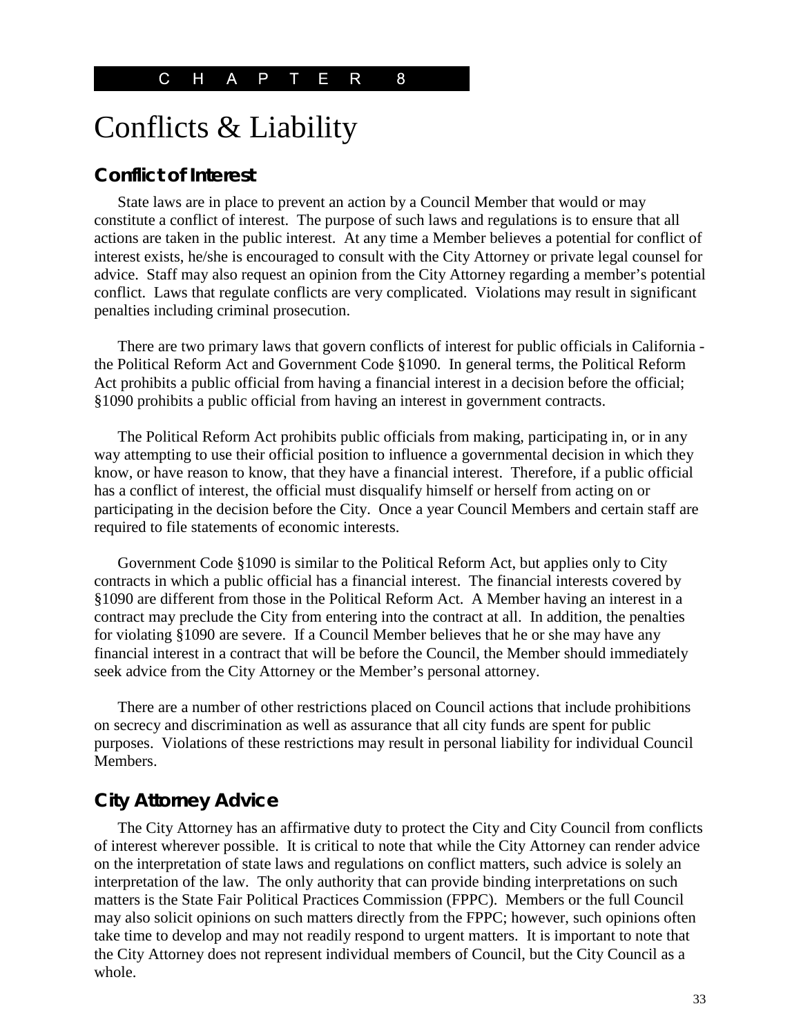CHAPTER 8

# Conflicts & Liability

## Conflict of Interest

State laws are in place to prevent an action by a Council Member that would or may constitute a conflict of interest. The purpose of such laws and regulations is to ensure that all actions are taken in the public interest. At any time a Member believes a potential for conflict of interest exists, he/she is encouraged to consult with the City Attorney or private legal counsel for advice. Staff may also request an opinion from the City Attorney regarding a member's potential conflict. Laws that regulate conflicts are very complicated. Violations may result in significant penalties including criminal prosecution.

There are two primary laws that govern conflicts of interest for public officials in California - the Political Reform Act and Government Code §1090. In general terms, the Political Reform Act prohibits a public official from having a financial interest in a decision before the official; §1090 prohibits a public official from having an interest in government contracts.

The Political Reform Act prohibits public officials from making, participating in, or in any way attempting to use their official position to influence a governmental decision in which they know, or have reason to know, that they have a financial interest. Therefore, if a public official has a conflict of interest, the official must disqualify himself or herself from acting on or participating in the decision before the City. Once a year Council Members and certain staff are required to file statements of economic interests.

Government Code §1090 is similar to the Political Reform Act, but applies only to City contracts in which a public official has a financial interest. The financial interests covered by §1090 are different from those in the Political Reform Act. A Member having an interest in a contract may preclude the City from entering into the contract at all. In addition, the penalties for violating §1090 are severe. If a Council Member believes that he or she may have any financial interest in a contract that will be before the Council, the Member should immediately seek advice from the City Attorney or the Member's personal attorney.

There are a number of other restrictions placed on Council actions that include prohibitions on secrecy and discrimination as well as assurance that all city funds are spent for public purposes. Violations of these restrictions may result in personal liability for individual Council Members.

## City Attorney Advice

The City Attorney has an affirmative duty to protect the City and City Council from conflicts of interest wherever possible. It is critical to note that while the City Attorney can render advice on the interpretation of state laws and regulations on conflict matters, such advice is solely an interpretation of the law. The only authority that can provide binding interpretations on such matters is the State Fair Political Practices Commission (FPPC). Members or the full Council may also solicit opinions on such matters directly from the FPPC; however, such opinions often take time to develop and may not readily respond to urgent matters. It is important to note that the City Attorney does not represent individual members of Council, but the City Council as a whole.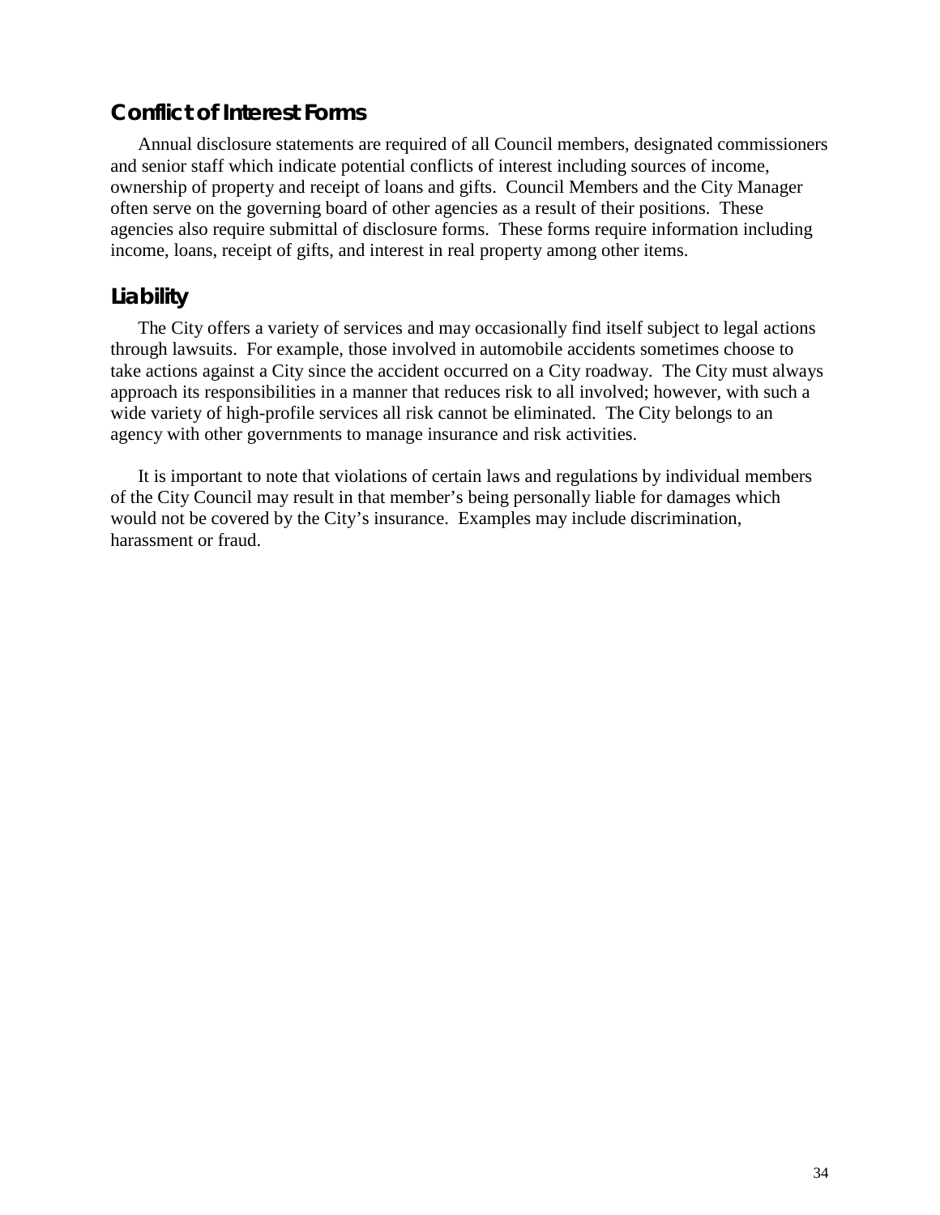## Conflict of Interest Forms

Annual disclosure statements are required of all Council members, designated commissioners and senior staff which indicate potential conflicts of interest including sources of income, ownership of property and receipt of loans and gifts. Council Members and the City Manager often serve on the governing board of other agencies as a result of their positions. These agencies also require submittal of disclosure forms. These forms require information including income, loans, receipt of gifts, and interest in real property among other items.

## Liability

The City offers a variety of services and may occasionally find itself subject to legal actions through lawsuits. For example, those involved in automobile accidents sometimes choose to take actions against a City since the accident occurred on a City roadway. The City must always approach its responsibilities in a manner that reduces risk to all involved; however, with such a wide variety of high-profile services all risk cannot be eliminated. The City belongs to an agency with other governments to manage insurance and risk activities.

It is important to note that violations of certain laws and regulations by individual members of the City Council may result in that member's being personally liable for damages which would not be covered by the City's insurance. Examples may include discrimination, harassment or fraud.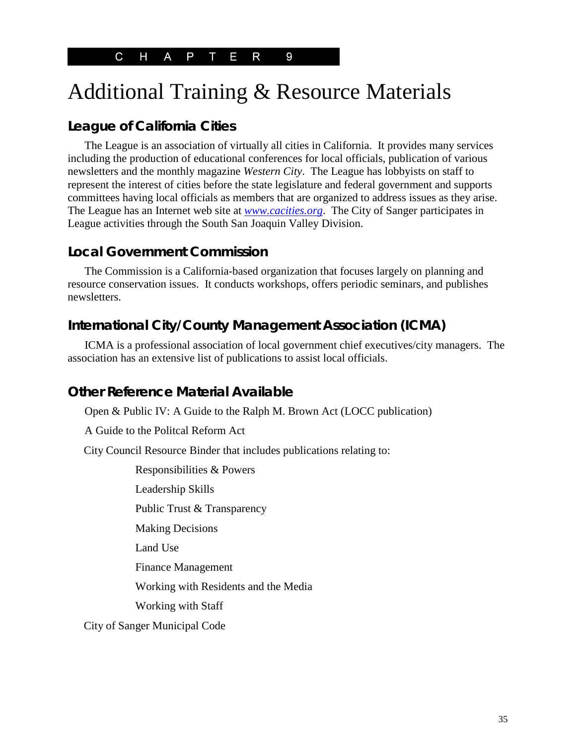CHAPTER 9

# Additional Training & Resource Materials

## League of California Cities

The League is an association of virtually all cities in California. It provides many services including the production of educational conferences for local officials, publication of various newsletters and the monthly magazine *Western City*. The League has lobbyists on staff to represent the interest of cities before the state legislature and federal government and supports committees having local officials as members that are organized to address issues as they arise. The League has an Internet web site at *www.cacities.org*. The City of Sanger participates in League activities through the South San Joaquin Valley Division.

## Local Government Commission

The Commission is a California-based organization that focuses largely on planning and resource conservation issues. It conducts workshops, offers periodic seminars, and publishes newsletters.

## International City/County Management Association (ICMA)

ICMA is a professional association of local government chief executives/city managers. The association has an extensive list of publications to assist local officials.

## Other Reference Material Available

Open & Public IV: A Guide to the Ralph M. Brown Act (LOCC publication)

A Guide to the Politcal Reform Act

City Council Resource Binder that includes publications relating to:

- Responsibilities & Powers
- Leadership Skills
- Public Trust & Transparency
- Making Decisions
- Land Use
- Finance Management
- Working with Residents and the Media
- Working with Staff

City of Sanger Municipal Code